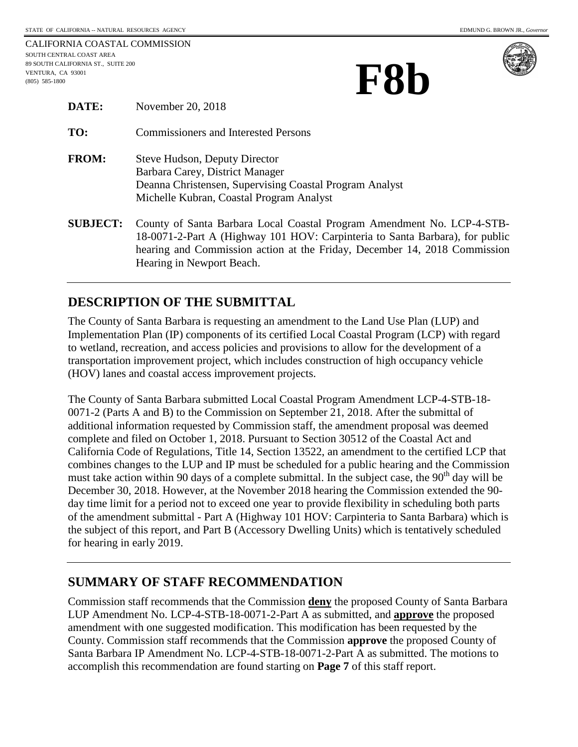STATE OF CALIFORNIA -- NATURAL RESOURCES AGENCY

EDMUND G. BROWN JR., *Governor*

CALIFORNIA COASTAL COMMISSION
SOUTH CENTRAL COAST AREA
89 SOUTH CALIFORNIA ST., SUITE 200
VENTURA, CA 93001
(805) 585-1800

# F8b

**DATE:** November 20, 2018

**TO:** Commissioners and Interested Persons

**FROM:** Steve Hudson, Deputy Director
Barbara Carey, District Manager
Deanna Christensen, Supervising Coastal Program Analyst
Michelle Kubran, Coastal Program Analyst

**SUBJECT:** County of Santa Barbara Local Coastal Program Amendment No. LCP-4-STB-18-0071-2-Part A (Highway 101 HOV: Carpinteria to Santa Barbara), for public hearing and Commission action at the Friday, December 14, 2018 Commission Hearing in Newport Beach.

## DESCRIPTION OF THE SUBMITTAL

The County of Santa Barbara is requesting an amendment to the Land Use Plan (LUP) and Implementation Plan (IP) components of its certified Local Coastal Program (LCP) with regard to wetland, recreation, and access policies and provisions to allow for the development of a transportation improvement project, which includes construction of high occupancy vehicle (HOV) lanes and coastal access improvement projects.

The County of Santa Barbara submitted Local Coastal Program Amendment LCP-4-STB-18-0071-2 (Parts A and B) to the Commission on September 21, 2018. After the submittal of additional information requested by Commission staff, the amendment proposal was deemed complete and filed on October 1, 2018. Pursuant to Section 30512 of the Coastal Act and California Code of Regulations, Title 14, Section 13522, an amendment to the certified LCP that combines changes to the LUP and IP must be scheduled for a public hearing and the Commission must take action within 90 days of a complete submittal. In the subject case, the 90th day will be December 30, 2018. However, at the November 2018 hearing the Commission extended the 90-day time limit for a period not to exceed one year to provide flexibility in scheduling both parts of the amendment submittal - Part A (Highway 101 HOV: Carpinteria to Santa Barbara) which is the subject of this report, and Part B (Accessory Dwelling Units) which is tentatively scheduled for hearing in early 2019.

## SUMMARY OF STAFF RECOMMENDATION

Commission staff recommends that the Commission **deny** the proposed County of Santa Barbara LUP Amendment No. LCP-4-STB-18-0071-2-Part A as submitted, and **approve** the proposed amendment with one suggested modification. This modification has been requested by the County. Commission staff recommends that the Commission **approve** the proposed County of Santa Barbara IP Amendment No. LCP-4-STB-18-0071-2-Part A as submitted. The motions to accomplish this recommendation are found starting on **Page 7** of this staff report.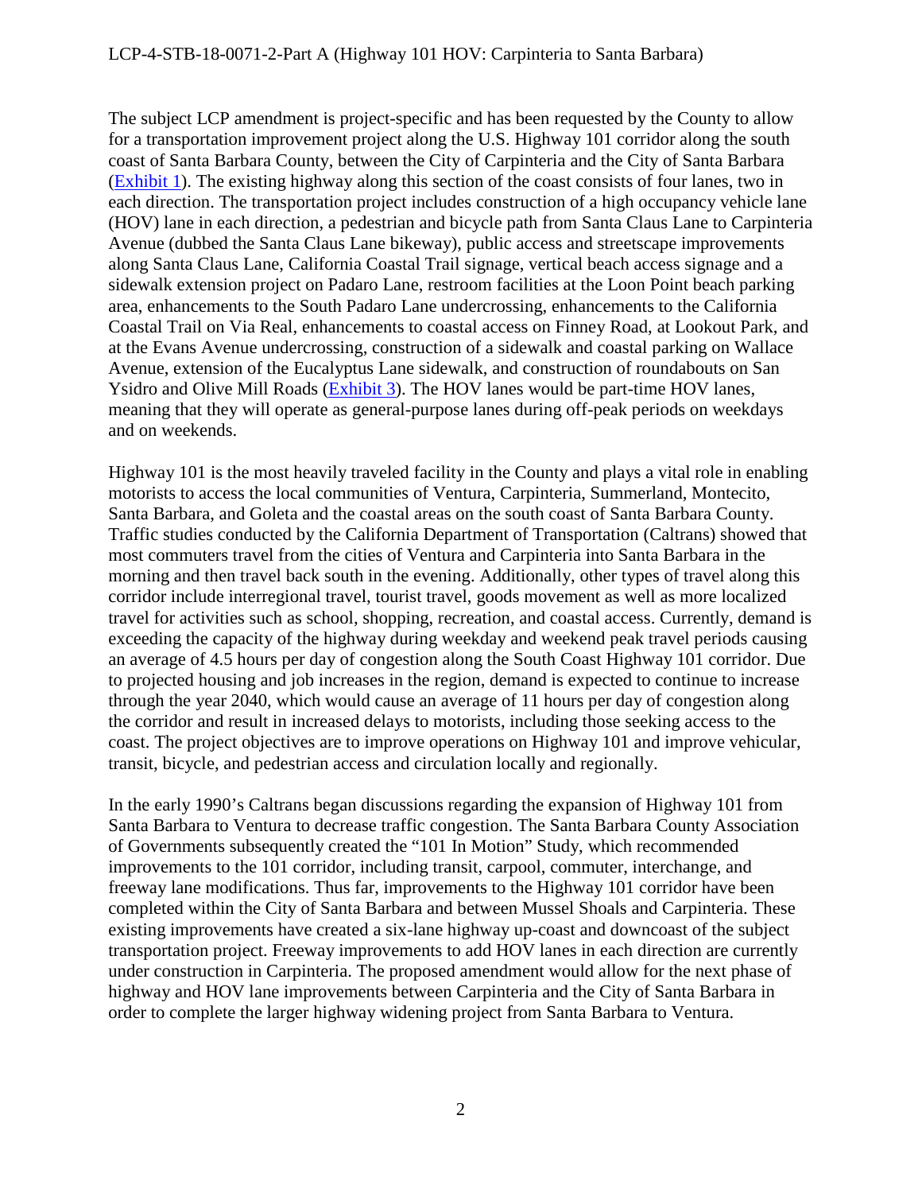The subject LCP amendment is project-specific and has been requested by the County to allow for a transportation improvement project along the U.S. Highway 101 corridor along the south coast of Santa Barbara County, between the City of Carpinteria and the City of Santa Barbara (Exhibit 1). The existing highway along this section of the coast consists of four lanes, two in each direction. The transportation project includes construction of a high occupancy vehicle lane (HOV) lane in each direction, a pedestrian and bicycle path from Santa Claus Lane to Carpinteria Avenue (dubbed the Santa Claus Lane bikeway), public access and streetscape improvements along Santa Claus Lane, California Coastal Trail signage, vertical beach access signage and a sidewalk extension project on Padaro Lane, restroom facilities at the Loon Point beach parking area, enhancements to the South Padaro Lane undercrossing, enhancements to the California Coastal Trail on Via Real, enhancements to coastal access on Finney Road, at Lookout Park, and at the Evans Avenue undercrossing, construction of a sidewalk and coastal parking on Wallace Avenue, extension of the Eucalyptus Lane sidewalk, and construction of roundabouts on San Ysidro and Olive Mill Roads (Exhibit 3). The HOV lanes would be part-time HOV lanes, meaning that they will operate as general-purpose lanes during off-peak periods on weekdays and on weekends.

Highway 101 is the most heavily traveled facility in the County and plays a vital role in enabling motorists to access the local communities of Ventura, Carpinteria, Summerland, Montecito, Santa Barbara, and Goleta and the coastal areas on the south coast of Santa Barbara County. Traffic studies conducted by the California Department of Transportation (Caltrans) showed that most commuters travel from the cities of Ventura and Carpinteria into Santa Barbara in the morning and then travel back south in the evening. Additionally, other types of travel along this corridor include interregional travel, tourist travel, goods movement as well as more localized travel for activities such as school, shopping, recreation, and coastal access. Currently, demand is exceeding the capacity of the highway during weekday and weekend peak travel periods causing an average of 4.5 hours per day of congestion along the South Coast Highway 101 corridor. Due to projected housing and job increases in the region, demand is expected to continue to increase through the year 2040, which would cause an average of 11 hours per day of congestion along the corridor and result in increased delays to motorists, including those seeking access to the coast. The project objectives are to improve operations on Highway 101 and improve vehicular, transit, bicycle, and pedestrian access and circulation locally and regionally.

In the early 1990's Caltrans began discussions regarding the expansion of Highway 101 from Santa Barbara to Ventura to decrease traffic congestion. The Santa Barbara County Association of Governments subsequently created the "101 In Motion" Study, which recommended improvements to the 101 corridor, including transit, carpool, commuter, interchange, and freeway lane modifications. Thus far, improvements to the Highway 101 corridor have been completed within the City of Santa Barbara and between Mussel Shoals and Carpinteria. These existing improvements have created a six-lane highway up-coast and downcoast of the subject transportation project. Freeway improvements to add HOV lanes in each direction are currently under construction in Carpinteria. The proposed amendment would allow for the next phase of highway and HOV lane improvements between Carpinteria and the City of Santa Barbara in order to complete the larger highway widening project from Santa Barbara to Ventura.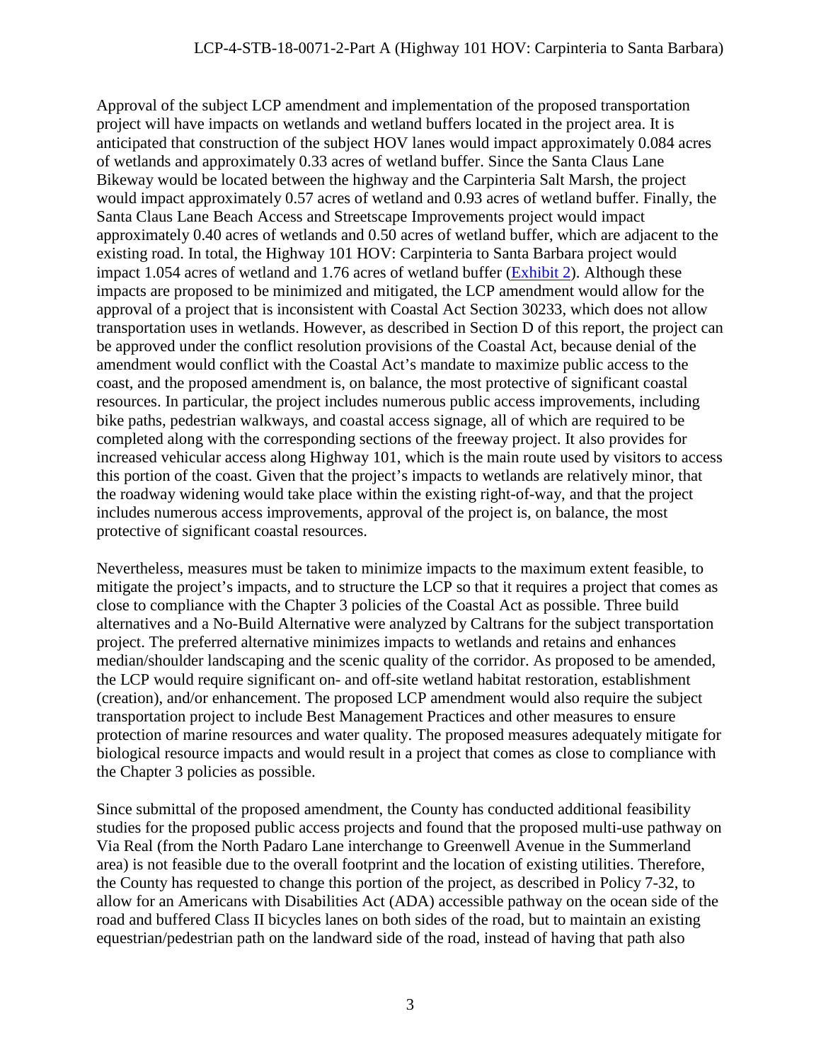Approval of the subject LCP amendment and implementation of the proposed transportation project will have impacts on wetlands and wetland buffers located in the project area. It is anticipated that construction of the subject HOV lanes would impact approximately 0.084 acres of wetlands and approximately 0.33 acres of wetland buffer. Since the Santa Claus Lane Bikeway would be located between the highway and the Carpinteria Salt Marsh, the project would impact approximately 0.57 acres of wetland and 0.93 acres of wetland buffer. Finally, the Santa Claus Lane Beach Access and Streetscape Improvements project would impact approximately 0.40 acres of wetlands and 0.50 acres of wetland buffer, which are adjacent to the existing road. In total, the Highway 101 HOV: Carpinteria to Santa Barbara project would impact 1.054 acres of wetland and 1.76 acres of wetland buffer (Exhibit 2). Although these impacts are proposed to be minimized and mitigated, the LCP amendment would allow for the approval of a project that is inconsistent with Coastal Act Section 30233, which does not allow transportation uses in wetlands. However, as described in Section D of this report, the project can be approved under the conflict resolution provisions of the Coastal Act, because denial of the amendment would conflict with the Coastal Act's mandate to maximize public access to the coast, and the proposed amendment is, on balance, the most protective of significant coastal resources. In particular, the project includes numerous public access improvements, including bike paths, pedestrian walkways, and coastal access signage, all of which are required to be completed along with the corresponding sections of the freeway project. It also provides for increased vehicular access along Highway 101, which is the main route used by visitors to access this portion of the coast. Given that the project's impacts to wetlands are relatively minor, that the roadway widening would take place within the existing right-of-way, and that the project includes numerous access improvements, approval of the project is, on balance, the most protective of significant coastal resources.

Nevertheless, measures must be taken to minimize impacts to the maximum extent feasible, to mitigate the project's impacts, and to structure the LCP so that it requires a project that comes as close to compliance with the Chapter 3 policies of the Coastal Act as possible. Three build alternatives and a No-Build Alternative were analyzed by Caltrans for the subject transportation project. The preferred alternative minimizes impacts to wetlands and retains and enhances median/shoulder landscaping and the scenic quality of the corridor. As proposed to be amended, the LCP would require significant on- and off-site wetland habitat restoration, establishment (creation), and/or enhancement. The proposed LCP amendment would also require the subject transportation project to include Best Management Practices and other measures to ensure protection of marine resources and water quality. The proposed measures adequately mitigate for biological resource impacts and would result in a project that comes as close to compliance with the Chapter 3 policies as possible.

Since submittal of the proposed amendment, the County has conducted additional feasibility studies for the proposed public access projects and found that the proposed multi-use pathway on Via Real (from the North Padaro Lane interchange to Greenwell Avenue in the Summerland area) is not feasible due to the overall footprint and the location of existing utilities. Therefore, the County has requested to change this portion of the project, as described in Policy 7-32, to allow for an Americans with Disabilities Act (ADA) accessible pathway on the ocean side of the road and buffered Class II bicycles lanes on both sides of the road, but to maintain an existing equestrian/pedestrian path on the landward side of the road, instead of having that path also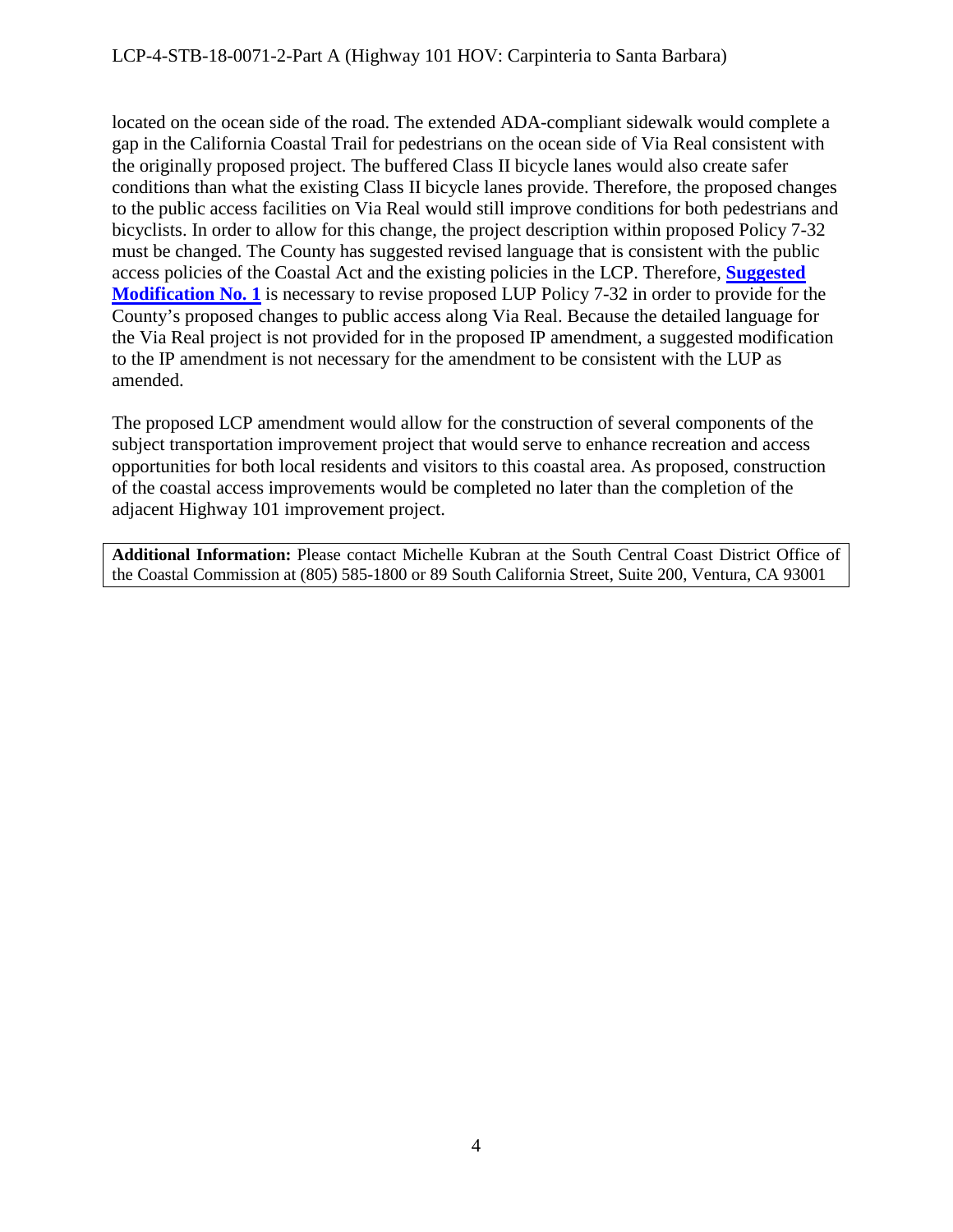located on the ocean side of the road. The extended ADA-compliant sidewalk would complete a gap in the California Coastal Trail for pedestrians on the ocean side of Via Real consistent with the originally proposed project. The buffered Class II bicycle lanes would also create safer conditions than what the existing Class II bicycle lanes provide. Therefore, the proposed changes to the public access facilities on Via Real would still improve conditions for both pedestrians and bicyclists. In order to allow for this change, the project description within proposed Policy 7-32 must be changed. The County has suggested revised language that is consistent with the public access policies of the Coastal Act and the existing policies in the LCP. Therefore, **Suggested Modification No. 1** is necessary to revise proposed LUP Policy 7-32 in order to provide for the County's proposed changes to public access along Via Real. Because the detailed language for the Via Real project is not provided for in the proposed IP amendment, a suggested modification to the IP amendment is not necessary for the amendment to be consistent with the LUP as amended.

The proposed LCP amendment would allow for the construction of several components of the subject transportation improvement project that would serve to enhance recreation and access opportunities for both local residents and visitors to this coastal area. As proposed, construction of the coastal access improvements would be completed no later than the completion of the adjacent Highway 101 improvement project.

**Additional Information:** Please contact Michelle Kubran at the South Central Coast District Office of the Coastal Commission at (805) 585-1800 or 89 South California Street, Suite 200, Ventura, CA 93001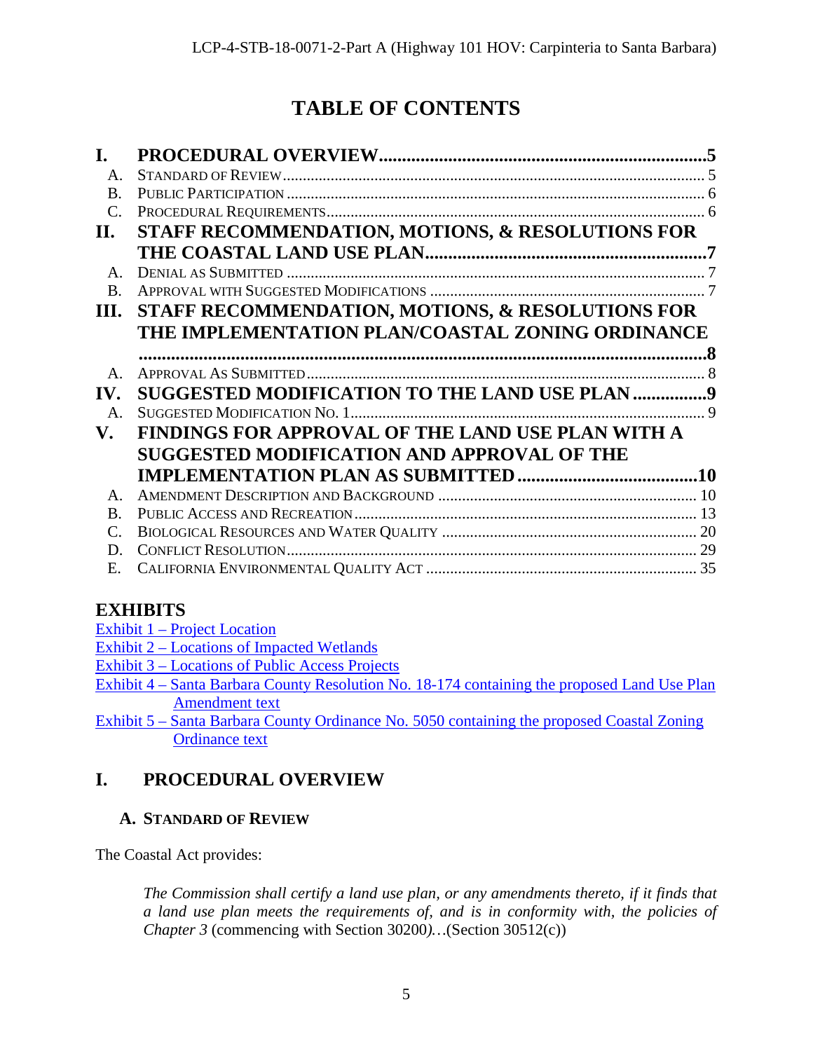# TABLE OF CONTENTS

**I. PROCEDURAL OVERVIEW....................................................................5**
- A. STANDARD OF REVIEW.......................................................................................... 5
- B. PUBLIC PARTICIPATION ........................................................................................ 6
- C. PROCEDURAL REQUIREMENTS.............................................................................. 6

**II. STAFF RECOMMENDATION, MOTIONS, & RESOLUTIONS FOR THE COASTAL LAND USE PLAN...........................................................7**
- A. DENIAL AS SUBMITTED ........................................................................................ 7
- B. APPROVAL WITH SUGGESTED MODIFICATIONS .................................................... 7

**III. STAFF RECOMMENDATION, MOTIONS, & RESOLUTIONS FOR THE IMPLEMENTATION PLAN/COASTAL ZONING ORDINANCE ........................................................................................................................8**
- A. APPROVAL AS SUBMITTED.................................................................................... 8

**IV. SUGGESTED MODIFICATION TO THE LAND USE PLAN ...............9**
- A. SUGGESTED MODIFICATION NO. 1........................................................................ 9

**V. FINDINGS FOR APPROVAL OF THE LAND USE PLAN WITH A SUGGESTED MODIFICATION AND APPROVAL OF THE IMPLEMENTATION PLAN AS SUBMITTED.......................................10**
- A. AMENDMENT DESCRIPTION AND BACKGROUND ................................................. 10
- B. PUBLIC ACCESS AND RECREATION..................................................................... 13
- C. BIOLOGICAL RESOURCES AND WATER QUALITY ............................................... 20
- D. CONFLICT RESOLUTION...................................................................................... 29
- E. CALIFORNIA ENVIRONMENTAL QUALITY ACT ................................................... 35

## EXHIBITS

Exhibit 1 – Project Location
Exhibit 2 – Locations of Impacted Wetlands
Exhibit 3 – Locations of Public Access Projects
Exhibit 4 – Santa Barbara County Resolution No. 18-174 containing the proposed Land Use Plan Amendment text
Exhibit 5 – Santa Barbara County Ordinance No. 5050 containing the proposed Coastal Zoning Ordinance text

# I. PROCEDURAL OVERVIEW

## A. STANDARD OF REVIEW

The Coastal Act provides:

> *The Commission shall certify a land use plan, or any amendments thereto, if it finds that a land use plan meets the requirements of, and is in conformity with, the policies of Chapter 3* (commencing with Section 30200)*…*(Section 30512(c))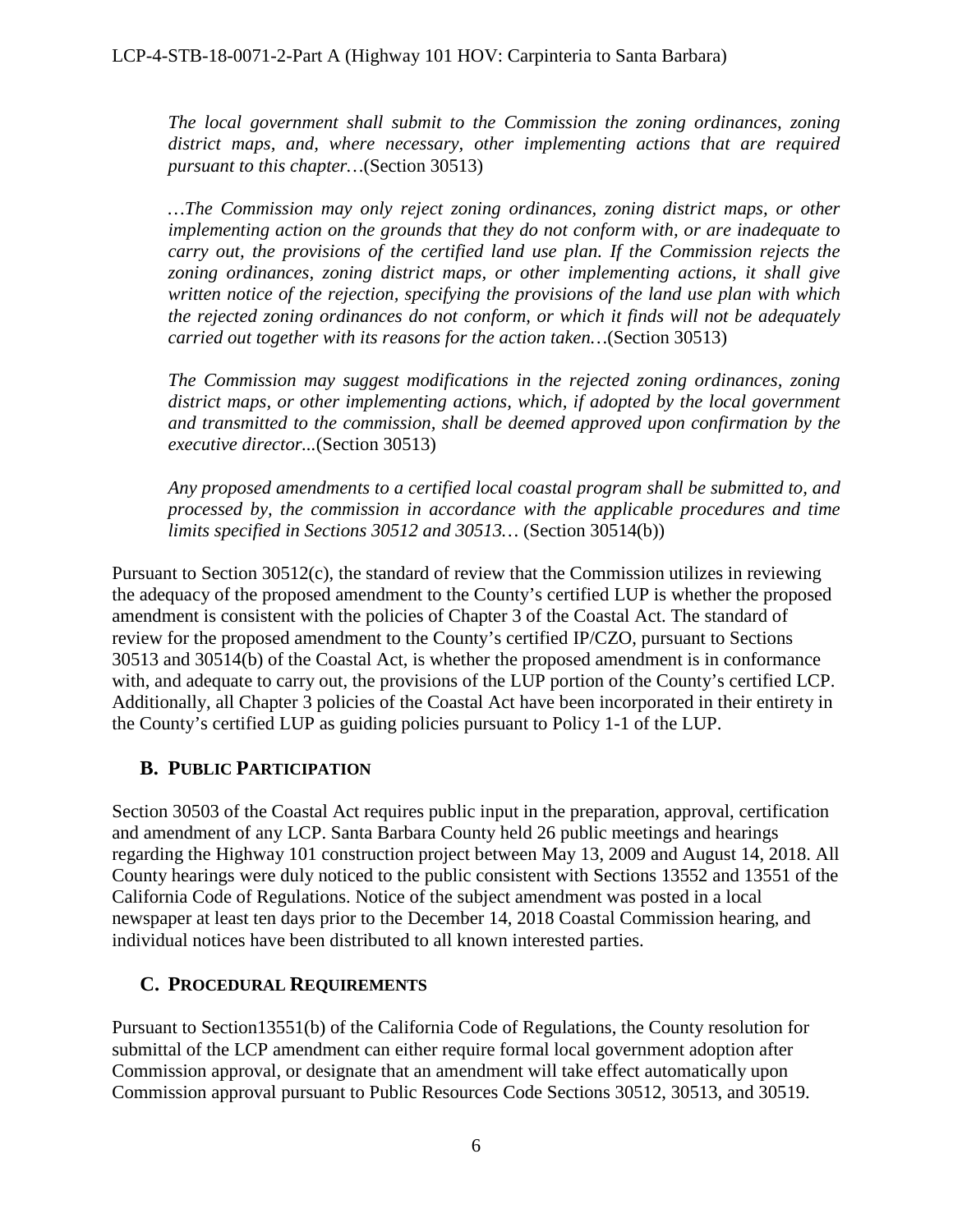*The local government shall submit to the Commission the zoning ordinances, zoning district maps, and, where necessary, other implementing actions that are required pursuant to this chapter…*(Section 30513)

*…The Commission may only reject zoning ordinances, zoning district maps, or other implementing action on the grounds that they do not conform with, or are inadequate to carry out, the provisions of the certified land use plan. If the Commission rejects the zoning ordinances, zoning district maps, or other implementing actions, it shall give written notice of the rejection, specifying the provisions of the land use plan with which the rejected zoning ordinances do not conform, or which it finds will not be adequately carried out together with its reasons for the action taken…*(Section 30513)

*The Commission may suggest modifications in the rejected zoning ordinances, zoning district maps, or other implementing actions, which, if adopted by the local government and transmitted to the commission, shall be deemed approved upon confirmation by the executive director...*(Section 30513)

*Any proposed amendments to a certified local coastal program shall be submitted to, and processed by, the commission in accordance with the applicable procedures and time limits specified in Sections 30512 and 30513…* (Section 30514(b))

Pursuant to Section 30512(c), the standard of review that the Commission utilizes in reviewing the adequacy of the proposed amendment to the County's certified LUP is whether the proposed amendment is consistent with the policies of Chapter 3 of the Coastal Act. The standard of review for the proposed amendment to the County's certified IP/CZO, pursuant to Sections 30513 and 30514(b) of the Coastal Act, is whether the proposed amendment is in conformance with, and adequate to carry out, the provisions of the LUP portion of the County's certified LCP. Additionally, all Chapter 3 policies of the Coastal Act have been incorporated in their entirety in the County's certified LUP as guiding policies pursuant to Policy 1-1 of the LUP.

## B. Public Participation

Section 30503 of the Coastal Act requires public input in the preparation, approval, certification and amendment of any LCP. Santa Barbara County held 26 public meetings and hearings regarding the Highway 101 construction project between May 13, 2009 and August 14, 2018. All County hearings were duly noticed to the public consistent with Sections 13552 and 13551 of the California Code of Regulations. Notice of the subject amendment was posted in a local newspaper at least ten days prior to the December 14, 2018 Coastal Commission hearing, and individual notices have been distributed to all known interested parties.

## C. Procedural Requirements

Pursuant to Section13551(b) of the California Code of Regulations, the County resolution for submittal of the LCP amendment can either require formal local government adoption after Commission approval, or designate that an amendment will take effect automatically upon Commission approval pursuant to Public Resources Code Sections 30512, 30513, and 30519.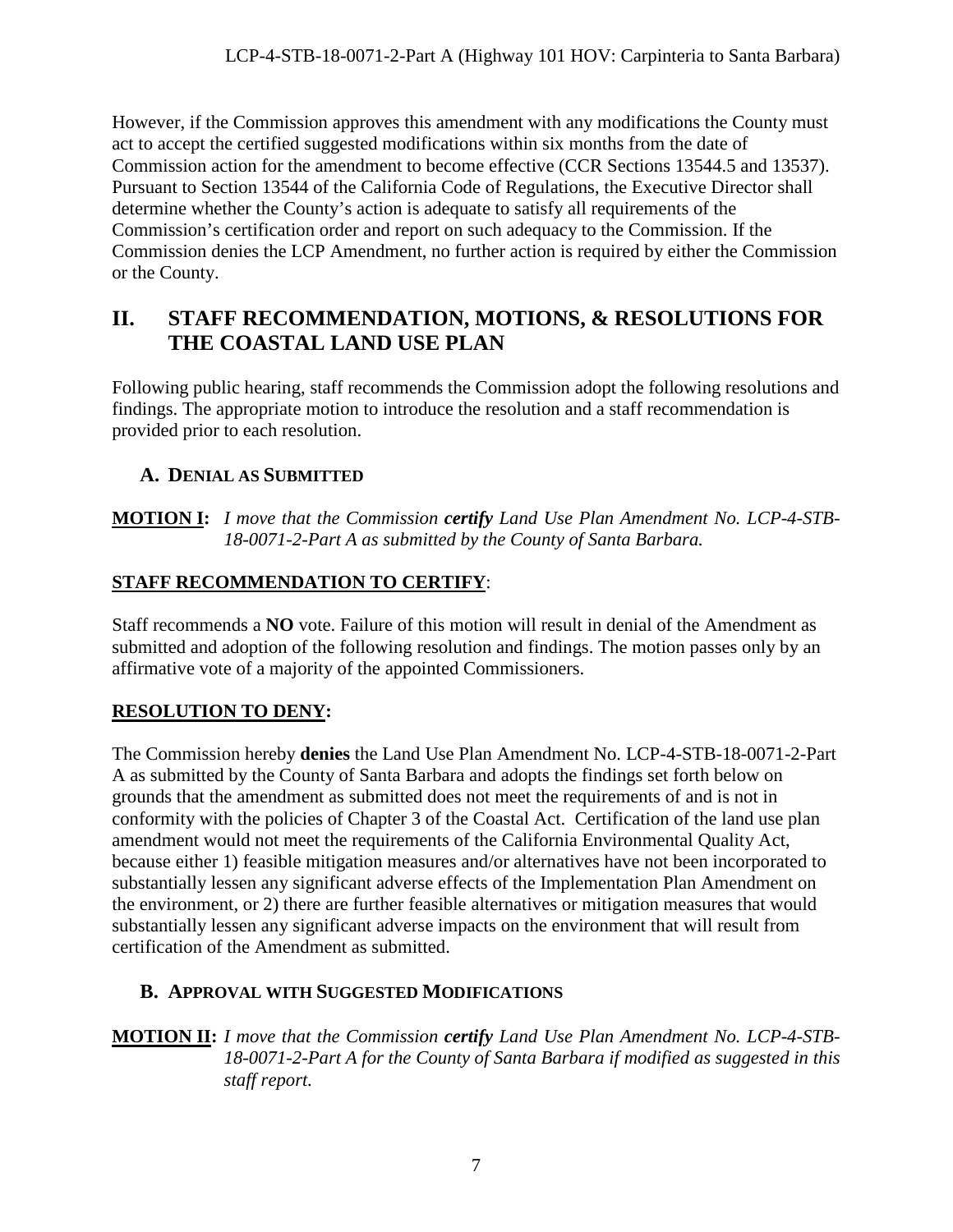However, if the Commission approves this amendment with any modifications the County must act to accept the certified suggested modifications within six months from the date of Commission action for the amendment to become effective (CCR Sections 13544.5 and 13537). Pursuant to Section 13544 of the California Code of Regulations, the Executive Director shall determine whether the County's action is adequate to satisfy all requirements of the Commission's certification order and report on such adequacy to the Commission. If the Commission denies the LCP Amendment, no further action is required by either the Commission or the County.

## II. STAFF RECOMMENDATION, MOTIONS, & RESOLUTIONS FOR THE COASTAL LAND USE PLAN

Following public hearing, staff recommends the Commission adopt the following resolutions and findings. The appropriate motion to introduce the resolution and a staff recommendation is provided prior to each resolution.

### A. DENIAL AS SUBMITTED

**MOTION I:** *I move that the Commission **certify** Land Use Plan Amendment No. LCP-4-STB-18-0071-2-Part A as submitted by the County of Santa Barbara.*

**STAFF RECOMMENDATION TO CERTIFY**:

Staff recommends a **NO** vote. Failure of this motion will result in denial of the Amendment as submitted and adoption of the following resolution and findings. The motion passes only by an affirmative vote of a majority of the appointed Commissioners.

**RESOLUTION TO DENY:**

The Commission hereby **denies** the Land Use Plan Amendment No. LCP-4-STB-18-0071-2-Part A as submitted by the County of Santa Barbara and adopts the findings set forth below on grounds that the amendment as submitted does not meet the requirements of and is not in conformity with the policies of Chapter 3 of the Coastal Act. Certification of the land use plan amendment would not meet the requirements of the California Environmental Quality Act, because either 1) feasible mitigation measures and/or alternatives have not been incorporated to substantially lessen any significant adverse effects of the Implementation Plan Amendment on the environment, or 2) there are further feasible alternatives or mitigation measures that would substantially lessen any significant adverse impacts on the environment that will result from certification of the Amendment as submitted.

### B. APPROVAL WITH SUGGESTED MODIFICATIONS

**MOTION II:** *I move that the Commission **certify** Land Use Plan Amendment No. LCP-4-STB-18-0071-2-Part A for the County of Santa Barbara if modified as suggested in this staff report.*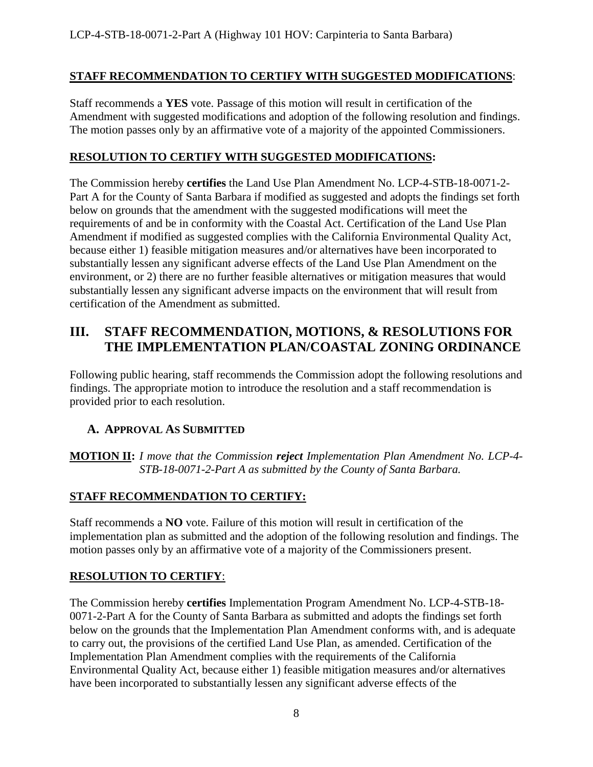**STAFF RECOMMENDATION TO CERTIFY WITH SUGGESTED MODIFICATIONS**:

Staff recommends a **YES** vote. Passage of this motion will result in certification of the Amendment with suggested modifications and adoption of the following resolution and findings. The motion passes only by an affirmative vote of a majority of the appointed Commissioners.

**RESOLUTION TO CERTIFY WITH SUGGESTED MODIFICATIONS:**

The Commission hereby **certifies** the Land Use Plan Amendment No. LCP-4-STB-18-0071-2-Part A for the County of Santa Barbara if modified as suggested and adopts the findings set forth below on grounds that the amendment with the suggested modifications will meet the requirements of and be in conformity with the Coastal Act. Certification of the Land Use Plan Amendment if modified as suggested complies with the California Environmental Quality Act, because either 1) feasible mitigation measures and/or alternatives have been incorporated to substantially lessen any significant adverse effects of the Land Use Plan Amendment on the environment, or 2) there are no further feasible alternatives or mitigation measures that would substantially lessen any significant adverse impacts on the environment that will result from certification of the Amendment as submitted.

# III. STAFF RECOMMENDATION, MOTIONS, & RESOLUTIONS FOR THE IMPLEMENTATION PLAN/COASTAL ZONING ORDINANCE

Following public hearing, staff recommends the Commission adopt the following resolutions and findings. The appropriate motion to introduce the resolution and a staff recommendation is provided prior to each resolution.

## A. APPROVAL AS SUBMITTED

**MOTION II:** *I move that the Commission* ***reject*** *Implementation Plan Amendment No. LCP-4-STB-18-0071-2-Part A as submitted by the County of Santa Barbara.*

**STAFF RECOMMENDATION TO CERTIFY:**

Staff recommends a **NO** vote. Failure of this motion will result in certification of the implementation plan as submitted and the adoption of the following resolution and findings. The motion passes only by an affirmative vote of a majority of the Commissioners present.

**RESOLUTION TO CERTIFY**:

The Commission hereby **certifies** Implementation Program Amendment No. LCP-4-STB-18-0071-2-Part A for the County of Santa Barbara as submitted and adopts the findings set forth below on the grounds that the Implementation Plan Amendment conforms with, and is adequate to carry out, the provisions of the certified Land Use Plan, as amended. Certification of the Implementation Plan Amendment complies with the requirements of the California Environmental Quality Act, because either 1) feasible mitigation measures and/or alternatives have been incorporated to substantially lessen any significant adverse effects of the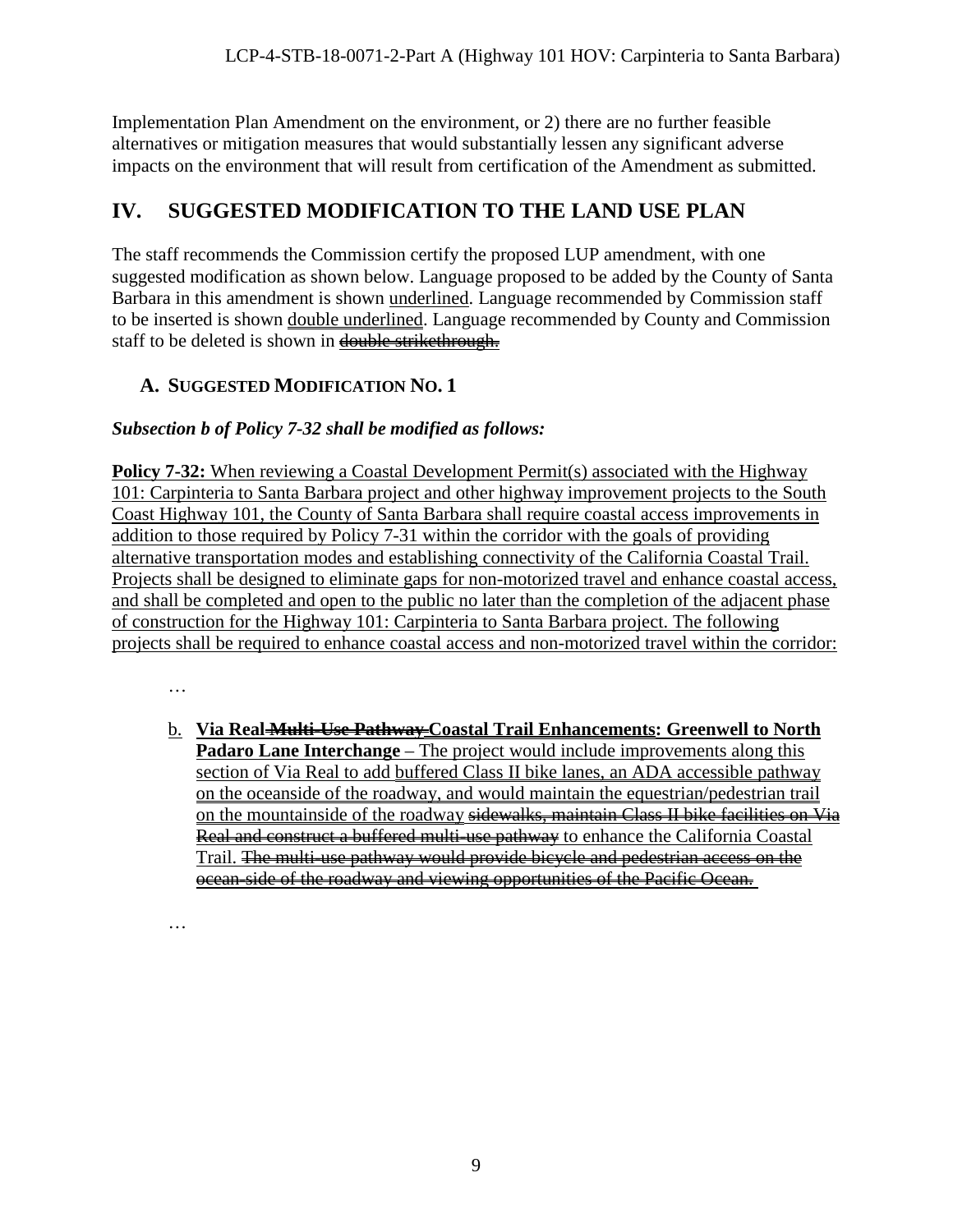Implementation Plan Amendment on the environment, or 2) there are no further feasible alternatives or mitigation measures that would substantially lessen any significant adverse impacts on the environment that will result from certification of the Amendment as submitted.

# IV. SUGGESTED MODIFICATION TO THE LAND USE PLAN

The staff recommends the Commission certify the proposed LUP amendment, with one suggested modification as shown below. Language proposed to be added by the County of Santa Barbara in this amendment is shown <u>underlined</u>. Language recommended by Commission staff to be inserted is shown <u>double underlined</u>. Language recommended by County and Commission staff to be deleted is shown in ~~double strikethrough.~~

## A. SUGGESTED MODIFICATION NO. 1

***Subsection b of Policy 7-32 shall be modified as follows:***

<u>**Policy 7-32:** When reviewing a Coastal Development Permit(s) associated with the Highway 101: Carpinteria to Santa Barbara project and other highway improvement projects to the South Coast Highway 101, the County of Santa Barbara shall require coastal access improvements in addition to those required by Policy 7-31 within the corridor with the goals of providing alternative transportation modes and establishing connectivity of the California Coastal Trail. Projects shall be designed to eliminate gaps for non-motorized travel and enhance coastal access, and shall be completed and open to the public no later than the completion of the adjacent phase of construction for the Highway 101: Carpinteria to Santa Barbara project. The following projects shall be required to enhance coastal access and non-motorized travel within the corridor:</u>

…

<u>b.</u> **<u>Via Real</u>~~Multi-Use Pathway~~ <u>Coastal Trail Enhancements</u><u>: Greenwell to North Padaro Lane Interchange</u>** <u>– The project would include improvements along this section of Via Real to add</u> <u>buffered Class II bike lanes, an ADA accessible pathway on the oceanside of the roadway, and would maintain the equestrian/pedestrian trail on the mountainside of the roadway</u> ~~sidewalks, maintain Class II bike facilities on Via Real and construct a buffered multi-use pathway~~ <u>to enhance the California Coastal Trail.</u> ~~The multi-use pathway would provide bicycle and pedestrian access on the ocean-side of the roadway and viewing opportunities of the Pacific Ocean.~~

…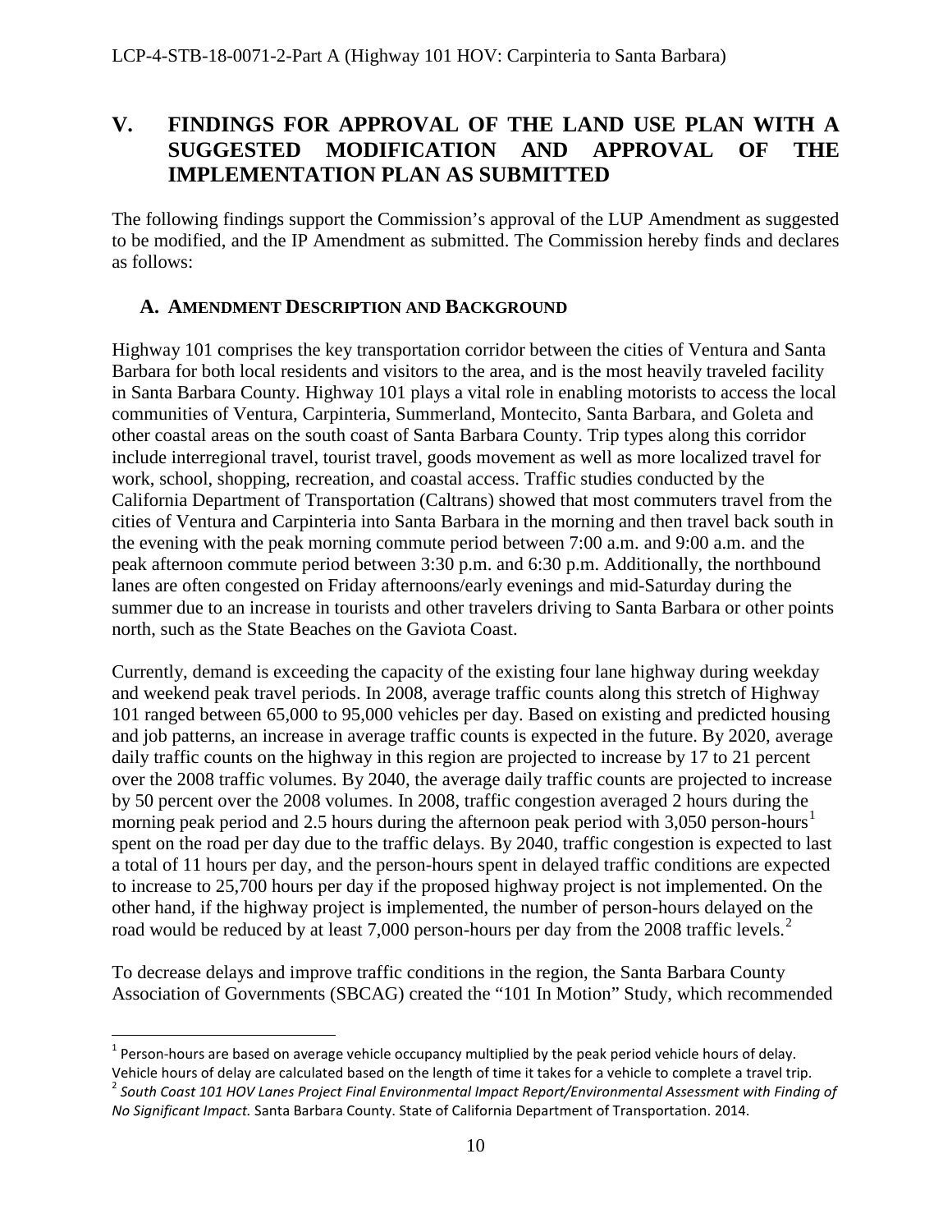## V. FINDINGS FOR APPROVAL OF THE LAND USE PLAN WITH A SUGGESTED MODIFICATION AND APPROVAL OF THE IMPLEMENTATION PLAN AS SUBMITTED

The following findings support the Commission's approval of the LUP Amendment as suggested to be modified, and the IP Amendment as submitted. The Commission hereby finds and declares as follows:

### A. AMENDMENT DESCRIPTION AND BACKGROUND

Highway 101 comprises the key transportation corridor between the cities of Ventura and Santa Barbara for both local residents and visitors to the area, and is the most heavily traveled facility in Santa Barbara County. Highway 101 plays a vital role in enabling motorists to access the local communities of Ventura, Carpinteria, Summerland, Montecito, Santa Barbara, and Goleta and other coastal areas on the south coast of Santa Barbara County. Trip types along this corridor include interregional travel, tourist travel, goods movement as well as more localized travel for work, school, shopping, recreation, and coastal access. Traffic studies conducted by the California Department of Transportation (Caltrans) showed that most commuters travel from the cities of Ventura and Carpinteria into Santa Barbara in the morning and then travel back south in the evening with the peak morning commute period between 7:00 a.m. and 9:00 a.m. and the peak afternoon commute period between 3:30 p.m. and 6:30 p.m. Additionally, the northbound lanes are often congested on Friday afternoons/early evenings and mid-Saturday during the summer due to an increase in tourists and other travelers driving to Santa Barbara or other points north, such as the State Beaches on the Gaviota Coast.

Currently, demand is exceeding the capacity of the existing four lane highway during weekday and weekend peak travel periods. In 2008, average traffic counts along this stretch of Highway 101 ranged between 65,000 to 95,000 vehicles per day. Based on existing and predicted housing and job patterns, an increase in average traffic counts is expected in the future. By 2020, average daily traffic counts on the highway in this region are projected to increase by 17 to 21 percent over the 2008 traffic volumes. By 2040, the average daily traffic counts are projected to increase by 50 percent over the 2008 volumes. In 2008, traffic congestion averaged 2 hours during the morning peak period and 2.5 hours during the afternoon peak period with 3,050 person-hours[1] spent on the road per day due to the traffic delays. By 2040, traffic congestion is expected to last a total of 11 hours per day, and the person-hours spent in delayed traffic conditions are expected to increase to 25,700 hours per day if the proposed highway project is not implemented. On the other hand, if the highway project is implemented, the number of person-hours delayed on the road would be reduced by at least 7,000 person-hours per day from the 2008 traffic levels.[2]

To decrease delays and improve traffic conditions in the region, the Santa Barbara County Association of Governments (SBCAG) created the "101 In Motion" Study, which recommended

---

[1] Person-hours are based on average vehicle occupancy multiplied by the peak period vehicle hours of delay. Vehicle hours of delay are calculated based on the length of time it takes for a vehicle to complete a travel trip.

[2] *South Coast 101 HOV Lanes Project Final Environmental Impact Report/Environmental Assessment with Finding of No Significant Impact.* Santa Barbara County. State of California Department of Transportation. 2014.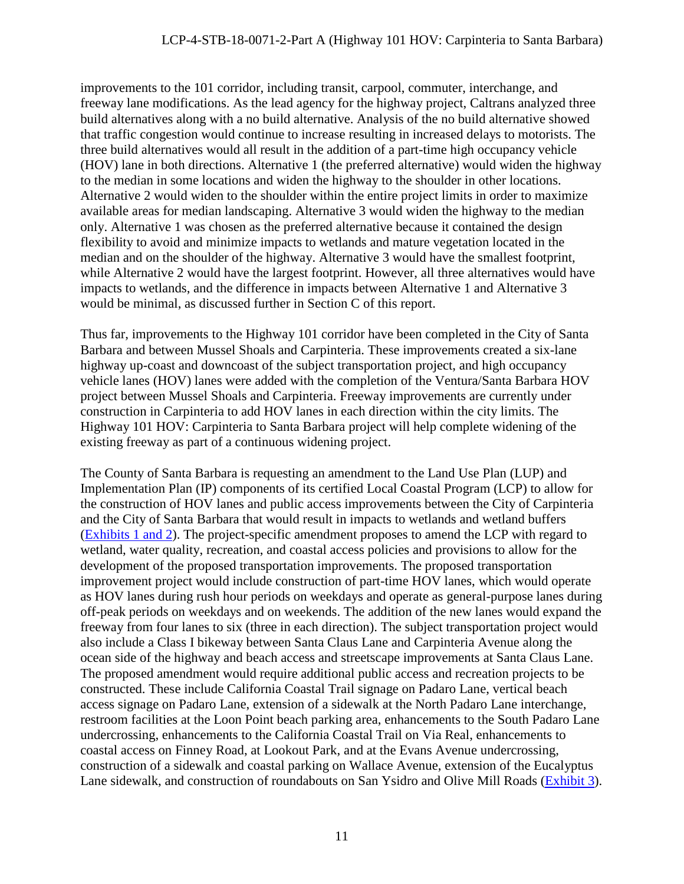improvements to the 101 corridor, including transit, carpool, commuter, interchange, and freeway lane modifications. As the lead agency for the highway project, Caltrans analyzed three build alternatives along with a no build alternative. Analysis of the no build alternative showed that traffic congestion would continue to increase resulting in increased delays to motorists. The three build alternatives would all result in the addition of a part-time high occupancy vehicle (HOV) lane in both directions. Alternative 1 (the preferred alternative) would widen the highway to the median in some locations and widen the highway to the shoulder in other locations. Alternative 2 would widen to the shoulder within the entire project limits in order to maximize available areas for median landscaping. Alternative 3 would widen the highway to the median only. Alternative 1 was chosen as the preferred alternative because it contained the design flexibility to avoid and minimize impacts to wetlands and mature vegetation located in the median and on the shoulder of the highway. Alternative 3 would have the smallest footprint, while Alternative 2 would have the largest footprint. However, all three alternatives would have impacts to wetlands, and the difference in impacts between Alternative 1 and Alternative 3 would be minimal, as discussed further in Section C of this report.

Thus far, improvements to the Highway 101 corridor have been completed in the City of Santa Barbara and between Mussel Shoals and Carpinteria. These improvements created a six-lane highway up-coast and downcoast of the subject transportation project, and high occupancy vehicle lanes (HOV) lanes were added with the completion of the Ventura/Santa Barbara HOV project between Mussel Shoals and Carpinteria. Freeway improvements are currently under construction in Carpinteria to add HOV lanes in each direction within the city limits. The Highway 101 HOV: Carpinteria to Santa Barbara project will help complete widening of the existing freeway as part of a continuous widening project.

The County of Santa Barbara is requesting an amendment to the Land Use Plan (LUP) and Implementation Plan (IP) components of its certified Local Coastal Program (LCP) to allow for the construction of HOV lanes and public access improvements between the City of Carpinteria and the City of Santa Barbara that would result in impacts to wetlands and wetland buffers (Exhibits 1 and 2). The project-specific amendment proposes to amend the LCP with regard to wetland, water quality, recreation, and coastal access policies and provisions to allow for the development of the proposed transportation improvements. The proposed transportation improvement project would include construction of part-time HOV lanes, which would operate as HOV lanes during rush hour periods on weekdays and operate as general-purpose lanes during off-peak periods on weekdays and on weekends. The addition of the new lanes would expand the freeway from four lanes to six (three in each direction). The subject transportation project would also include a Class I bikeway between Santa Claus Lane and Carpinteria Avenue along the ocean side of the highway and beach access and streetscape improvements at Santa Claus Lane. The proposed amendment would require additional public access and recreation projects to be constructed. These include California Coastal Trail signage on Padaro Lane, vertical beach access signage on Padaro Lane, extension of a sidewalk at the North Padaro Lane interchange, restroom facilities at the Loon Point beach parking area, enhancements to the South Padaro Lane undercrossing, enhancements to the California Coastal Trail on Via Real, enhancements to coastal access on Finney Road, at Lookout Park, and at the Evans Avenue undercrossing, construction of a sidewalk and coastal parking on Wallace Avenue, extension of the Eucalyptus Lane sidewalk, and construction of roundabouts on San Ysidro and Olive Mill Roads (Exhibit 3).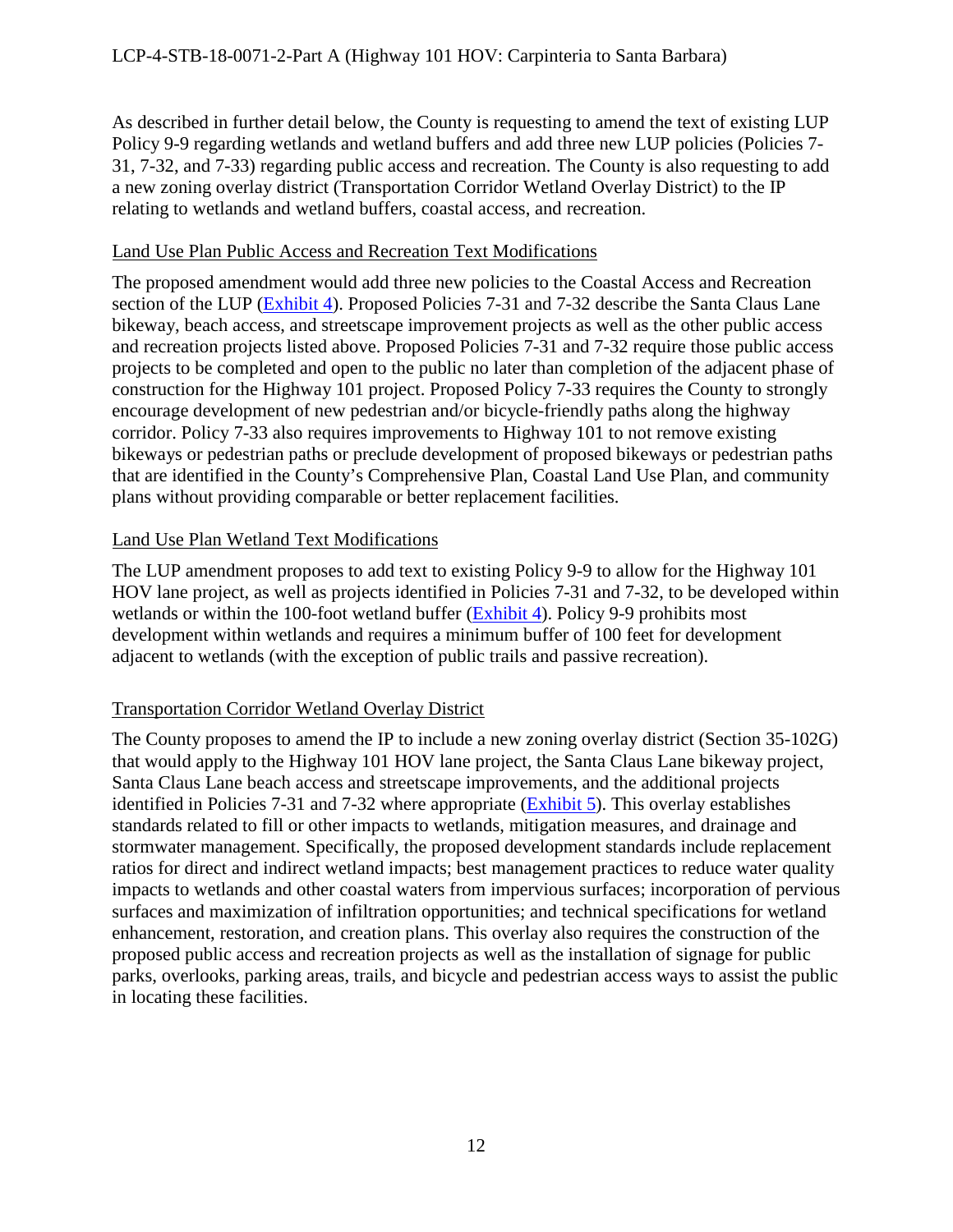As described in further detail below, the County is requesting to amend the text of existing LUP Policy 9-9 regarding wetlands and wetland buffers and add three new LUP policies (Policies 7-31, 7-32, and 7-33) regarding public access and recreation. The County is also requesting to add a new zoning overlay district (Transportation Corridor Wetland Overlay District) to the IP relating to wetlands and wetland buffers, coastal access, and recreation.

### Land Use Plan Public Access and Recreation Text Modifications

The proposed amendment would add three new policies to the Coastal Access and Recreation section of the LUP (Exhibit 4). Proposed Policies 7-31 and 7-32 describe the Santa Claus Lane bikeway, beach access, and streetscape improvement projects as well as the other public access and recreation projects listed above. Proposed Policies 7-31 and 7-32 require those public access projects to be completed and open to the public no later than completion of the adjacent phase of construction for the Highway 101 project. Proposed Policy 7-33 requires the County to strongly encourage development of new pedestrian and/or bicycle-friendly paths along the highway corridor. Policy 7-33 also requires improvements to Highway 101 to not remove existing bikeways or pedestrian paths or preclude development of proposed bikeways or pedestrian paths that are identified in the County's Comprehensive Plan, Coastal Land Use Plan, and community plans without providing comparable or better replacement facilities.

### Land Use Plan Wetland Text Modifications

The LUP amendment proposes to add text to existing Policy 9-9 to allow for the Highway 101 HOV lane project, as well as projects identified in Policies 7-31 and 7-32, to be developed within wetlands or within the 100-foot wetland buffer (Exhibit 4). Policy 9-9 prohibits most development within wetlands and requires a minimum buffer of 100 feet for development adjacent to wetlands (with the exception of public trails and passive recreation).

### Transportation Corridor Wetland Overlay District

The County proposes to amend the IP to include a new zoning overlay district (Section 35-102G) that would apply to the Highway 101 HOV lane project, the Santa Claus Lane bikeway project, Santa Claus Lane beach access and streetscape improvements, and the additional projects identified in Policies 7-31 and 7-32 where appropriate (Exhibit 5). This overlay establishes standards related to fill or other impacts to wetlands, mitigation measures, and drainage and stormwater management. Specifically, the proposed development standards include replacement ratios for direct and indirect wetland impacts; best management practices to reduce water quality impacts to wetlands and other coastal waters from impervious surfaces; incorporation of pervious surfaces and maximization of infiltration opportunities; and technical specifications for wetland enhancement, restoration, and creation plans. This overlay also requires the construction of the proposed public access and recreation projects as well as the installation of signage for public parks, overlooks, parking areas, trails, and bicycle and pedestrian access ways to assist the public in locating these facilities.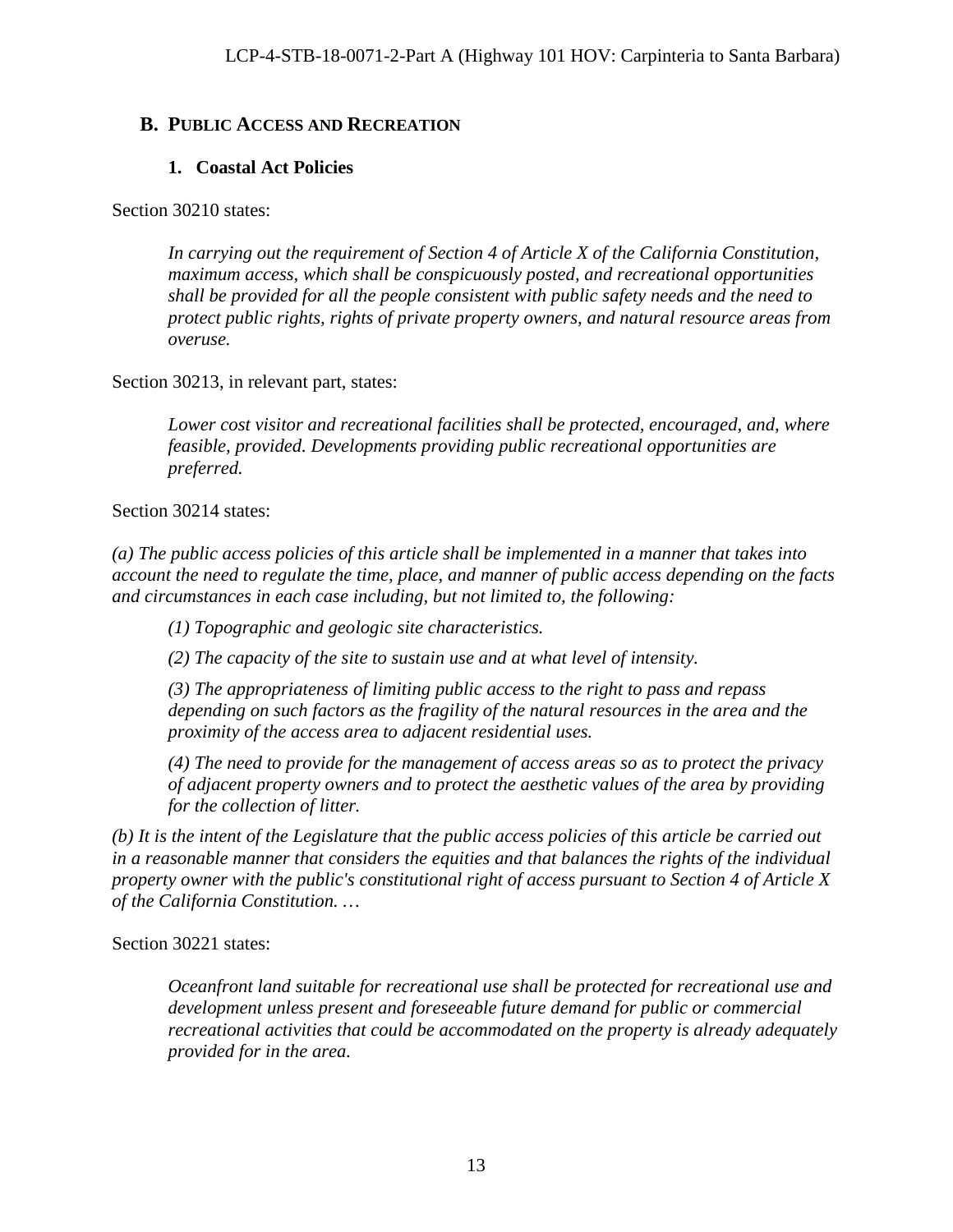## B. PUBLIC ACCESS AND RECREATION

### 1. Coastal Act Policies

Section 30210 states:

> *In carrying out the requirement of Section 4 of Article X of the California Constitution, maximum access, which shall be conspicuously posted, and recreational opportunities shall be provided for all the people consistent with public safety needs and the need to protect public rights, rights of private property owners, and natural resource areas from overuse.*

Section 30213, in relevant part, states:

> *Lower cost visitor and recreational facilities shall be protected, encouraged, and, where feasible, provided. Developments providing public recreational opportunities are preferred.*

Section 30214 states:

*(a) The public access policies of this article shall be implemented in a manner that takes into account the need to regulate the time, place, and manner of public access depending on the facts and circumstances in each case including, but not limited to, the following:*

> *(1) Topographic and geologic site characteristics.*
>
> *(2) The capacity of the site to sustain use and at what level of intensity.*
>
> *(3) The appropriateness of limiting public access to the right to pass and repass depending on such factors as the fragility of the natural resources in the area and the proximity of the access area to adjacent residential uses.*
>
> *(4) The need to provide for the management of access areas so as to protect the privacy of adjacent property owners and to protect the aesthetic values of the area by providing for the collection of litter.*

*(b) It is the intent of the Legislature that the public access policies of this article be carried out in a reasonable manner that considers the equities and that balances the rights of the individual property owner with the public's constitutional right of access pursuant to Section 4 of Article X of the California Constitution. …*

Section 30221 states:

> *Oceanfront land suitable for recreational use shall be protected for recreational use and development unless present and foreseeable future demand for public or commercial recreational activities that could be accommodated on the property is already adequately provided for in the area.*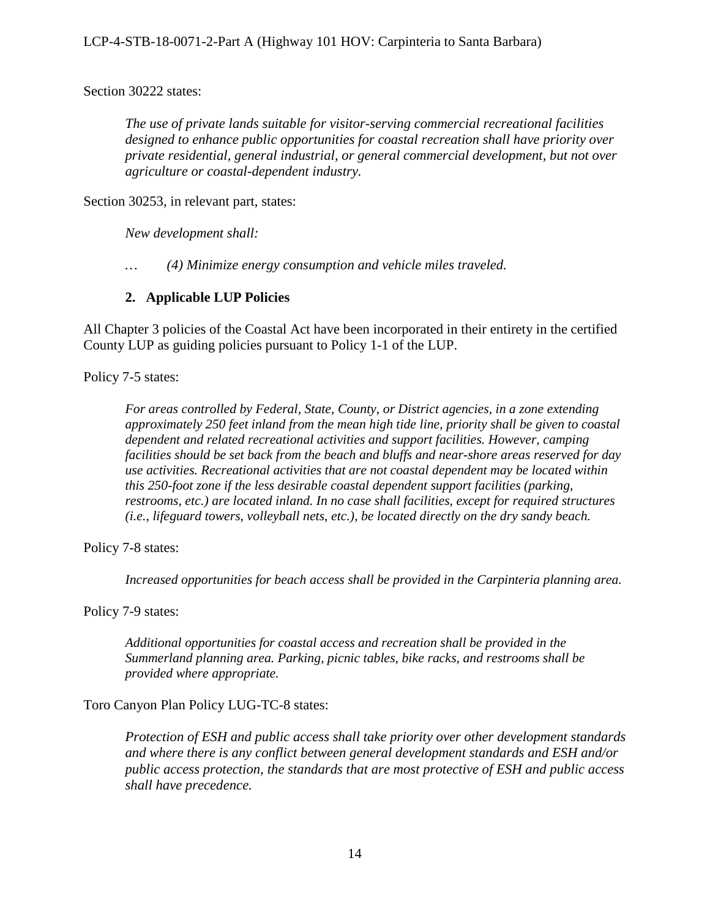Section 30222 states:

> *The use of private lands suitable for visitor-serving commercial recreational facilities designed to enhance public opportunities for coastal recreation shall have priority over private residential, general industrial, or general commercial development, but not over agriculture or coastal-dependent industry.*

Section 30253, in relevant part, states:

> *New development shall:*
>
> *… (4) Minimize energy consumption and vehicle miles traveled.*

### 2. Applicable LUP Policies

All Chapter 3 policies of the Coastal Act have been incorporated in their entirety in the certified County LUP as guiding policies pursuant to Policy 1-1 of the LUP.

Policy 7-5 states:

> *For areas controlled by Federal, State, County, or District agencies, in a zone extending approximately 250 feet inland from the mean high tide line, priority shall be given to coastal dependent and related recreational activities and support facilities. However, camping facilities should be set back from the beach and bluffs and near-shore areas reserved for day use activities. Recreational activities that are not coastal dependent may be located within this 250-foot zone if the less desirable coastal dependent support facilities (parking, restrooms, etc.) are located inland. In no case shall facilities, except for required structures (i.e., lifeguard towers, volleyball nets, etc.), be located directly on the dry sandy beach.*

Policy 7-8 states:

> *Increased opportunities for beach access shall be provided in the Carpinteria planning area.*

Policy 7-9 states:

> *Additional opportunities for coastal access and recreation shall be provided in the Summerland planning area. Parking, picnic tables, bike racks, and restrooms shall be provided where appropriate.*

Toro Canyon Plan Policy LUG-TC-8 states:

> *Protection of ESH and public access shall take priority over other development standards and where there is any conflict between general development standards and ESH and/or public access protection, the standards that are most protective of ESH and public access shall have precedence.*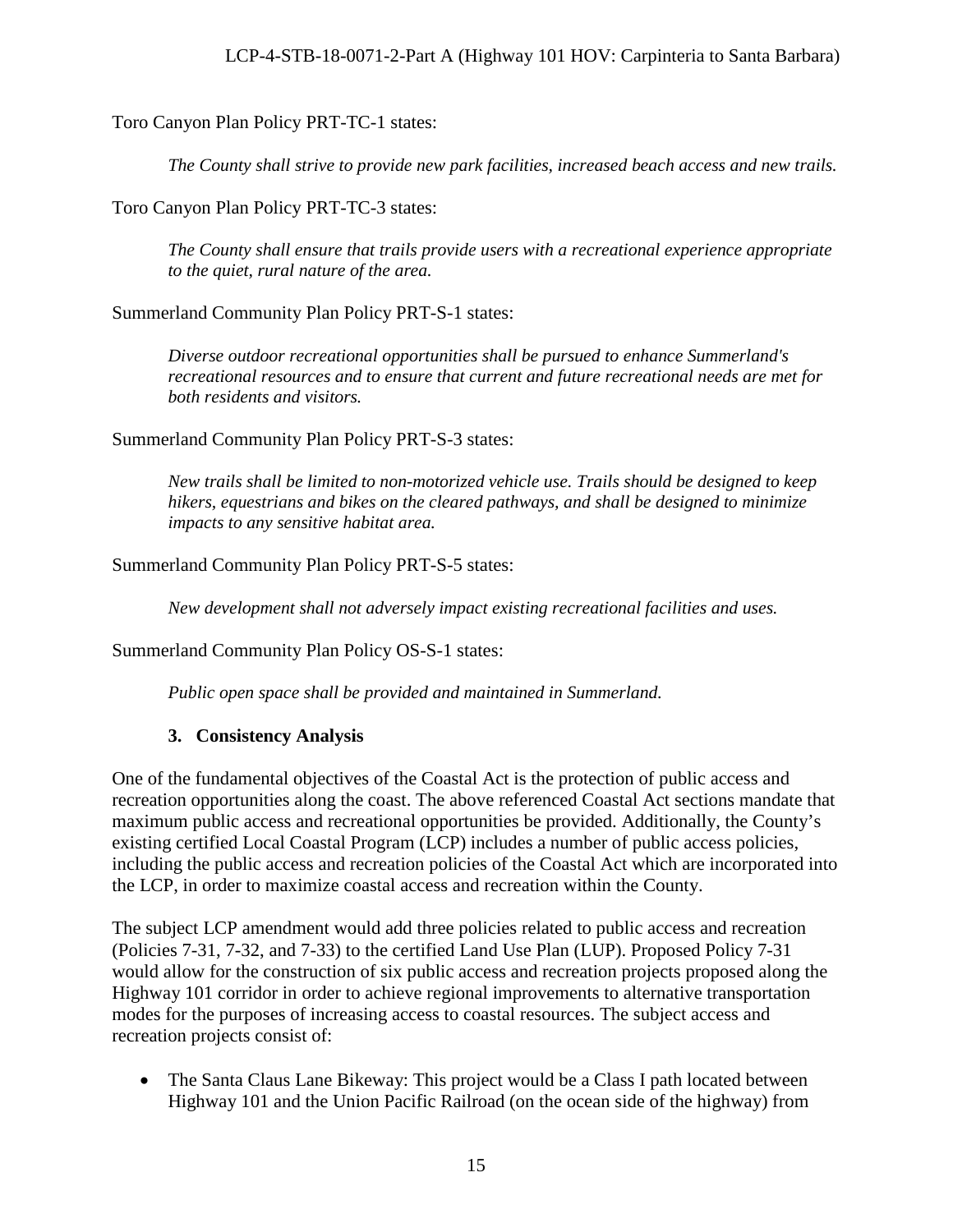Toro Canyon Plan Policy PRT-TC-1 states:

> *The County shall strive to provide new park facilities, increased beach access and new trails.*

Toro Canyon Plan Policy PRT-TC-3 states:

> *The County shall ensure that trails provide users with a recreational experience appropriate to the quiet, rural nature of the area.*

Summerland Community Plan Policy PRT-S-1 states:

> *Diverse outdoor recreational opportunities shall be pursued to enhance Summerland's recreational resources and to ensure that current and future recreational needs are met for both residents and visitors.*

Summerland Community Plan Policy PRT-S-3 states:

> *New trails shall be limited to non-motorized vehicle use. Trails should be designed to keep hikers, equestrians and bikes on the cleared pathways, and shall be designed to minimize impacts to any sensitive habitat area.*

Summerland Community Plan Policy PRT-S-5 states:

> *New development shall not adversely impact existing recreational facilities and uses.*

Summerland Community Plan Policy OS-S-1 states:

> *Public open space shall be provided and maintained in Summerland.*

### 3. Consistency Analysis

One of the fundamental objectives of the Coastal Act is the protection of public access and recreation opportunities along the coast. The above referenced Coastal Act sections mandate that maximum public access and recreational opportunities be provided. Additionally, the County's existing certified Local Coastal Program (LCP) includes a number of public access policies, including the public access and recreation policies of the Coastal Act which are incorporated into the LCP, in order to maximize coastal access and recreation within the County.

The subject LCP amendment would add three policies related to public access and recreation (Policies 7-31, 7-32, and 7-33) to the certified Land Use Plan (LUP). Proposed Policy 7-31 would allow for the construction of six public access and recreation projects proposed along the Highway 101 corridor in order to achieve regional improvements to alternative transportation modes for the purposes of increasing access to coastal resources. The subject access and recreation projects consist of:

- The Santa Claus Lane Bikeway: This project would be a Class I path located between Highway 101 and the Union Pacific Railroad (on the ocean side of the highway) from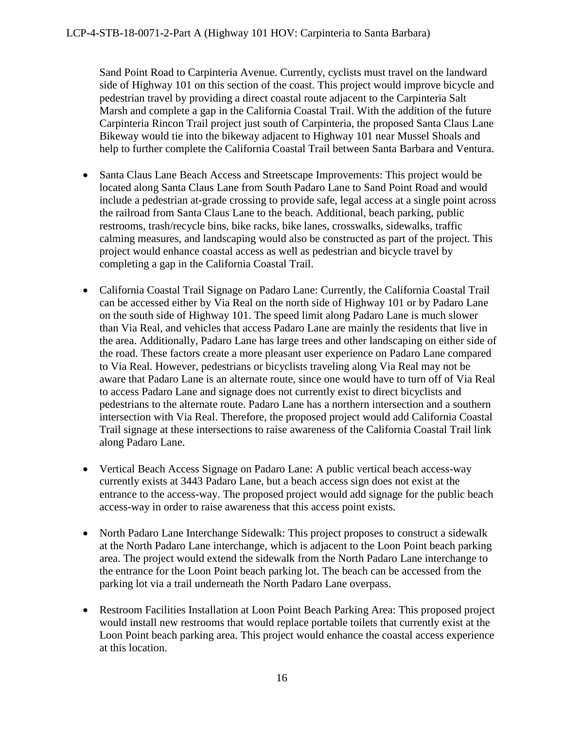Sand Point Road to Carpinteria Avenue. Currently, cyclists must travel on the landward side of Highway 101 on this section of the coast. This project would improve bicycle and pedestrian travel by providing a direct coastal route adjacent to the Carpinteria Salt Marsh and complete a gap in the California Coastal Trail. With the addition of the future Carpinteria Rincon Trail project just south of Carpinteria, the proposed Santa Claus Lane Bikeway would tie into the bikeway adjacent to Highway 101 near Mussel Shoals and help to further complete the California Coastal Trail between Santa Barbara and Ventura.

- Santa Claus Lane Beach Access and Streetscape Improvements: This project would be located along Santa Claus Lane from South Padaro Lane to Sand Point Road and would include a pedestrian at-grade crossing to provide safe, legal access at a single point across the railroad from Santa Claus Lane to the beach. Additional, beach parking, public restrooms, trash/recycle bins, bike racks, bike lanes, crosswalks, sidewalks, traffic calming measures, and landscaping would also be constructed as part of the project. This project would enhance coastal access as well as pedestrian and bicycle travel by completing a gap in the California Coastal Trail.

- California Coastal Trail Signage on Padaro Lane: Currently, the California Coastal Trail can be accessed either by Via Real on the north side of Highway 101 or by Padaro Lane on the south side of Highway 101. The speed limit along Padaro Lane is much slower than Via Real, and vehicles that access Padaro Lane are mainly the residents that live in the area. Additionally, Padaro Lane has large trees and other landscaping on either side of the road. These factors create a more pleasant user experience on Padaro Lane compared to Via Real. However, pedestrians or bicyclists traveling along Via Real may not be aware that Padaro Lane is an alternate route, since one would have to turn off of Via Real to access Padaro Lane and signage does not currently exist to direct bicyclists and pedestrians to the alternate route. Padaro Lane has a northern intersection and a southern intersection with Via Real. Therefore, the proposed project would add California Coastal Trail signage at these intersections to raise awareness of the California Coastal Trail link along Padaro Lane.

- Vertical Beach Access Signage on Padaro Lane: A public vertical beach access-way currently exists at 3443 Padaro Lane, but a beach access sign does not exist at the entrance to the access-way. The proposed project would add signage for the public beach access-way in order to raise awareness that this access point exists.

- North Padaro Lane Interchange Sidewalk: This project proposes to construct a sidewalk at the North Padaro Lane interchange, which is adjacent to the Loon Point beach parking area. The project would extend the sidewalk from the North Padaro Lane interchange to the entrance for the Loon Point beach parking lot. The beach can be accessed from the parking lot via a trail underneath the North Padaro Lane overpass.

- Restroom Facilities Installation at Loon Point Beach Parking Area: This proposed project would install new restrooms that would replace portable toilets that currently exist at the Loon Point beach parking area. This project would enhance the coastal access experience at this location.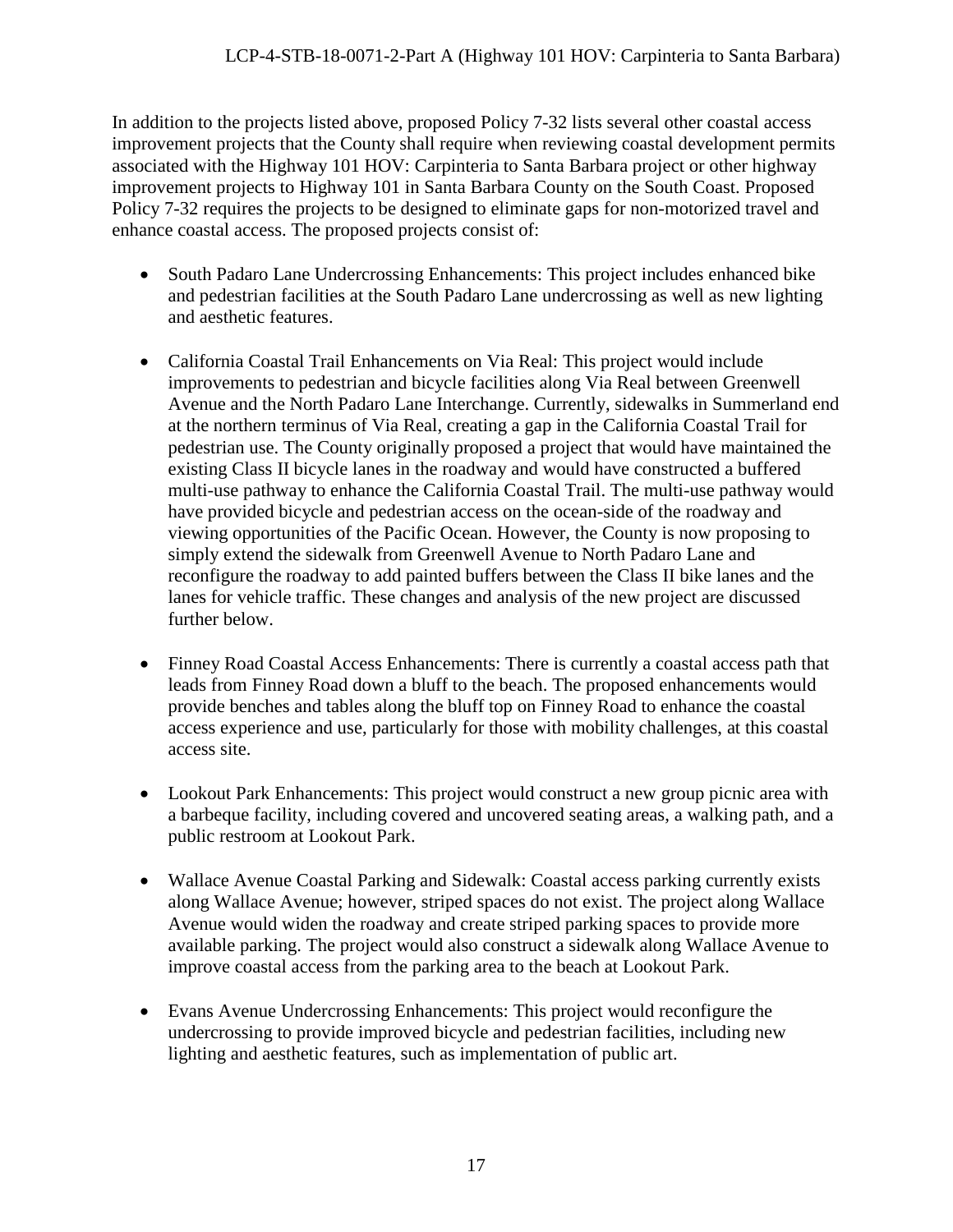In addition to the projects listed above, proposed Policy 7-32 lists several other coastal access improvement projects that the County shall require when reviewing coastal development permits associated with the Highway 101 HOV: Carpinteria to Santa Barbara project or other highway improvement projects to Highway 101 in Santa Barbara County on the South Coast. Proposed Policy 7-32 requires the projects to be designed to eliminate gaps for non-motorized travel and enhance coastal access. The proposed projects consist of:

- South Padaro Lane Undercrossing Enhancements: This project includes enhanced bike and pedestrian facilities at the South Padaro Lane undercrossing as well as new lighting and aesthetic features.

- California Coastal Trail Enhancements on Via Real: This project would include improvements to pedestrian and bicycle facilities along Via Real between Greenwell Avenue and the North Padaro Lane Interchange. Currently, sidewalks in Summerland end at the northern terminus of Via Real, creating a gap in the California Coastal Trail for pedestrian use. The County originally proposed a project that would have maintained the existing Class II bicycle lanes in the roadway and would have constructed a buffered multi-use pathway to enhance the California Coastal Trail. The multi-use pathway would have provided bicycle and pedestrian access on the ocean-side of the roadway and viewing opportunities of the Pacific Ocean. However, the County is now proposing to simply extend the sidewalk from Greenwell Avenue to North Padaro Lane and reconfigure the roadway to add painted buffers between the Class II bike lanes and the lanes for vehicle traffic. These changes and analysis of the new project are discussed further below.

- Finney Road Coastal Access Enhancements: There is currently a coastal access path that leads from Finney Road down a bluff to the beach. The proposed enhancements would provide benches and tables along the bluff top on Finney Road to enhance the coastal access experience and use, particularly for those with mobility challenges, at this coastal access site.

- Lookout Park Enhancements: This project would construct a new group picnic area with a barbeque facility, including covered and uncovered seating areas, a walking path, and a public restroom at Lookout Park.

- Wallace Avenue Coastal Parking and Sidewalk: Coastal access parking currently exists along Wallace Avenue; however, striped spaces do not exist. The project along Wallace Avenue would widen the roadway and create striped parking spaces to provide more available parking. The project would also construct a sidewalk along Wallace Avenue to improve coastal access from the parking area to the beach at Lookout Park.

- Evans Avenue Undercrossing Enhancements: This project would reconfigure the undercrossing to provide improved bicycle and pedestrian facilities, including new lighting and aesthetic features, such as implementation of public art.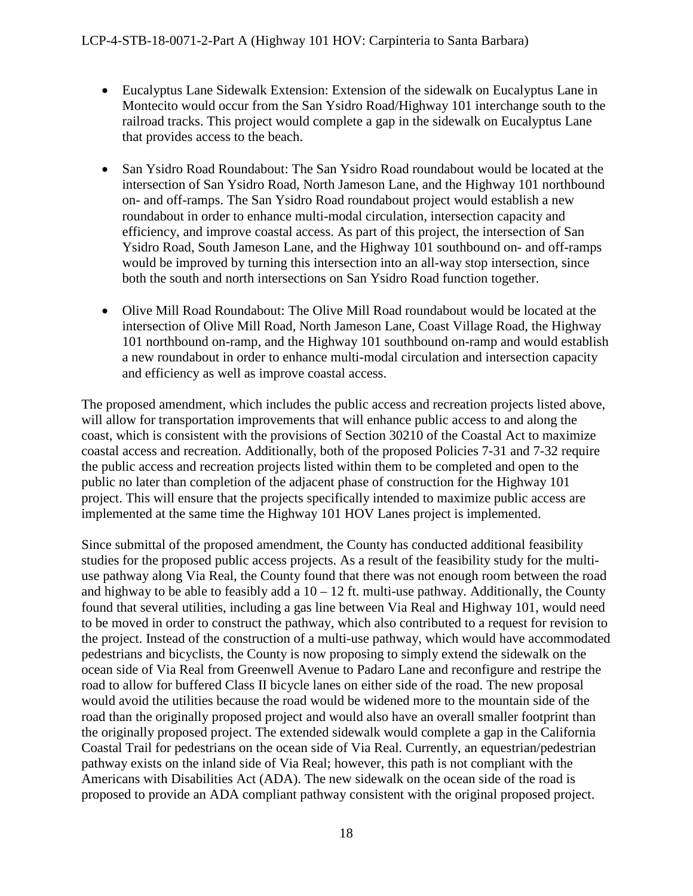- Eucalyptus Lane Sidewalk Extension: Extension of the sidewalk on Eucalyptus Lane in Montecito would occur from the San Ysidro Road/Highway 101 interchange south to the railroad tracks. This project would complete a gap in the sidewalk on Eucalyptus Lane that provides access to the beach.

- San Ysidro Road Roundabout: The San Ysidro Road roundabout would be located at the intersection of San Ysidro Road, North Jameson Lane, and the Highway 101 northbound on- and off-ramps. The San Ysidro Road roundabout project would establish a new roundabout in order to enhance multi-modal circulation, intersection capacity and efficiency, and improve coastal access. As part of this project, the intersection of San Ysidro Road, South Jameson Lane, and the Highway 101 southbound on- and off-ramps would be improved by turning this intersection into an all-way stop intersection, since both the south and north intersections on San Ysidro Road function together.

- Olive Mill Road Roundabout: The Olive Mill Road roundabout would be located at the intersection of Olive Mill Road, North Jameson Lane, Coast Village Road, the Highway 101 northbound on-ramp, and the Highway 101 southbound on-ramp and would establish a new roundabout in order to enhance multi-modal circulation and intersection capacity and efficiency as well as improve coastal access.

The proposed amendment, which includes the public access and recreation projects listed above, will allow for transportation improvements that will enhance public access to and along the coast, which is consistent with the provisions of Section 30210 of the Coastal Act to maximize coastal access and recreation. Additionally, both of the proposed Policies 7-31 and 7-32 require the public access and recreation projects listed within them to be completed and open to the public no later than completion of the adjacent phase of construction for the Highway 101 project. This will ensure that the projects specifically intended to maximize public access are implemented at the same time the Highway 101 HOV Lanes project is implemented.

Since submittal of the proposed amendment, the County has conducted additional feasibility studies for the proposed public access projects. As a result of the feasibility study for the multi-use pathway along Via Real, the County found that there was not enough room between the road and highway to be able to feasibly add a 10 – 12 ft. multi-use pathway. Additionally, the County found that several utilities, including a gas line between Via Real and Highway 101, would need to be moved in order to construct the pathway, which also contributed to a request for revision to the project. Instead of the construction of a multi-use pathway, which would have accommodated pedestrians and bicyclists, the County is now proposing to simply extend the sidewalk on the ocean side of Via Real from Greenwell Avenue to Padaro Lane and reconfigure and restripe the road to allow for buffered Class II bicycle lanes on either side of the road. The new proposal would avoid the utilities because the road would be widened more to the mountain side of the road than the originally proposed project and would also have an overall smaller footprint than the originally proposed project. The extended sidewalk would complete a gap in the California Coastal Trail for pedestrians on the ocean side of Via Real. Currently, an equestrian/pedestrian pathway exists on the inland side of Via Real; however, this path is not compliant with the Americans with Disabilities Act (ADA). The new sidewalk on the ocean side of the road is proposed to provide an ADA compliant pathway consistent with the original proposed project.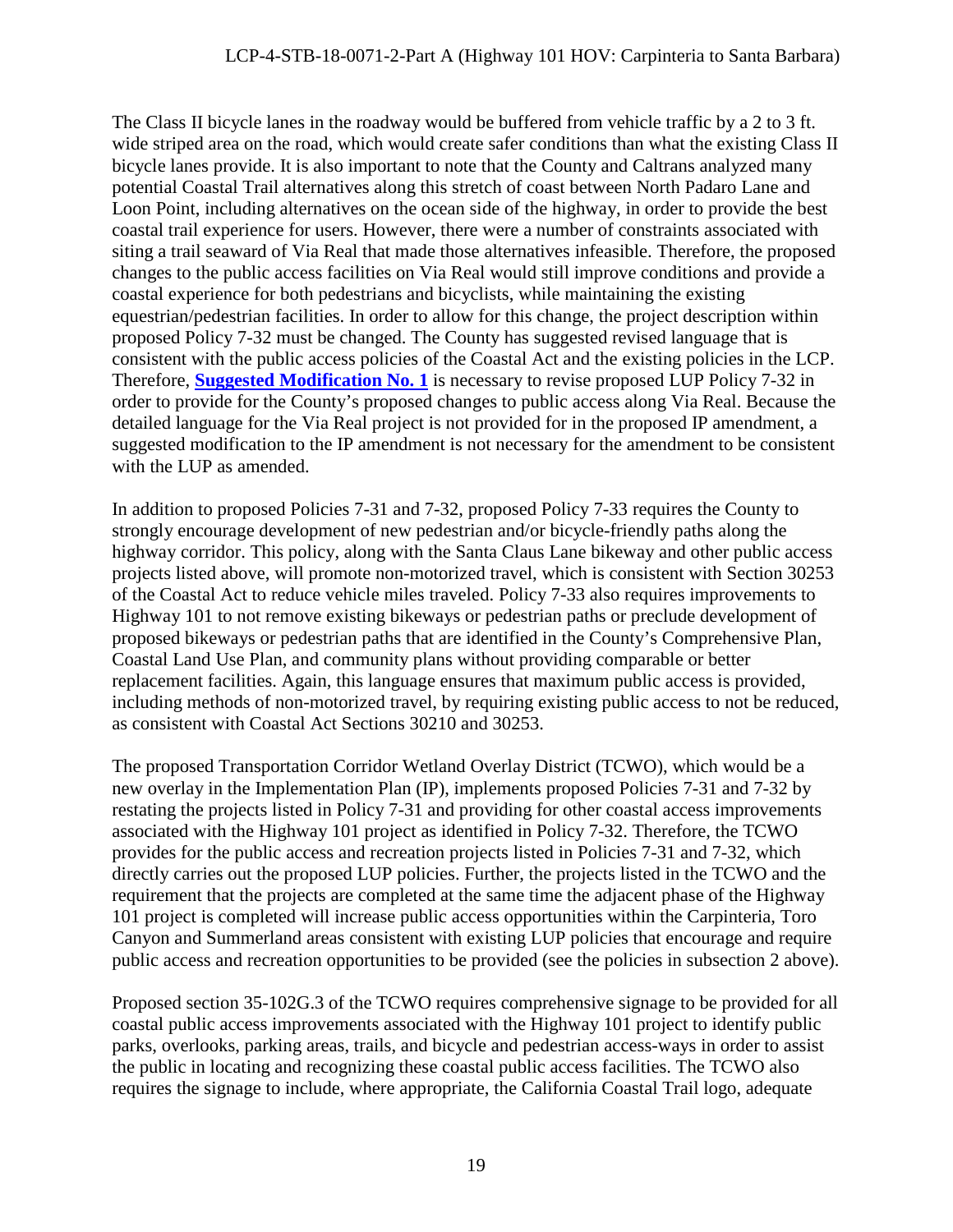The Class II bicycle lanes in the roadway would be buffered from vehicle traffic by a 2 to 3 ft. wide striped area on the road, which would create safer conditions than what the existing Class II bicycle lanes provide. It is also important to note that the County and Caltrans analyzed many potential Coastal Trail alternatives along this stretch of coast between North Padaro Lane and Loon Point, including alternatives on the ocean side of the highway, in order to provide the best coastal trail experience for users. However, there were a number of constraints associated with siting a trail seaward of Via Real that made those alternatives infeasible. Therefore, the proposed changes to the public access facilities on Via Real would still improve conditions and provide a coastal experience for both pedestrians and bicyclists, while maintaining the existing equestrian/pedestrian facilities. In order to allow for this change, the project description within proposed Policy 7-32 must be changed. The County has suggested revised language that is consistent with the public access policies of the Coastal Act and the existing policies in the LCP. Therefore, **Suggested Modification No. 1** is necessary to revise proposed LUP Policy 7-32 in order to provide for the County's proposed changes to public access along Via Real. Because the detailed language for the Via Real project is not provided for in the proposed IP amendment, a suggested modification to the IP amendment is not necessary for the amendment to be consistent with the LUP as amended.

In addition to proposed Policies 7-31 and 7-32, proposed Policy 7-33 requires the County to strongly encourage development of new pedestrian and/or bicycle-friendly paths along the highway corridor. This policy, along with the Santa Claus Lane bikeway and other public access projects listed above, will promote non-motorized travel, which is consistent with Section 30253 of the Coastal Act to reduce vehicle miles traveled. Policy 7-33 also requires improvements to Highway 101 to not remove existing bikeways or pedestrian paths or preclude development of proposed bikeways or pedestrian paths that are identified in the County's Comprehensive Plan, Coastal Land Use Plan, and community plans without providing comparable or better replacement facilities. Again, this language ensures that maximum public access is provided, including methods of non-motorized travel, by requiring existing public access to not be reduced, as consistent with Coastal Act Sections 30210 and 30253.

The proposed Transportation Corridor Wetland Overlay District (TCWO), which would be a new overlay in the Implementation Plan (IP), implements proposed Policies 7-31 and 7-32 by restating the projects listed in Policy 7-31 and providing for other coastal access improvements associated with the Highway 101 project as identified in Policy 7-32. Therefore, the TCWO provides for the public access and recreation projects listed in Policies 7-31 and 7-32, which directly carries out the proposed LUP policies. Further, the projects listed in the TCWO and the requirement that the projects are completed at the same time the adjacent phase of the Highway 101 project is completed will increase public access opportunities within the Carpinteria, Toro Canyon and Summerland areas consistent with existing LUP policies that encourage and require public access and recreation opportunities to be provided (see the policies in subsection 2 above).

Proposed section 35-102G.3 of the TCWO requires comprehensive signage to be provided for all coastal public access improvements associated with the Highway 101 project to identify public parks, overlooks, parking areas, trails, and bicycle and pedestrian access-ways in order to assist the public in locating and recognizing these coastal public access facilities. The TCWO also requires the signage to include, where appropriate, the California Coastal Trail logo, adequate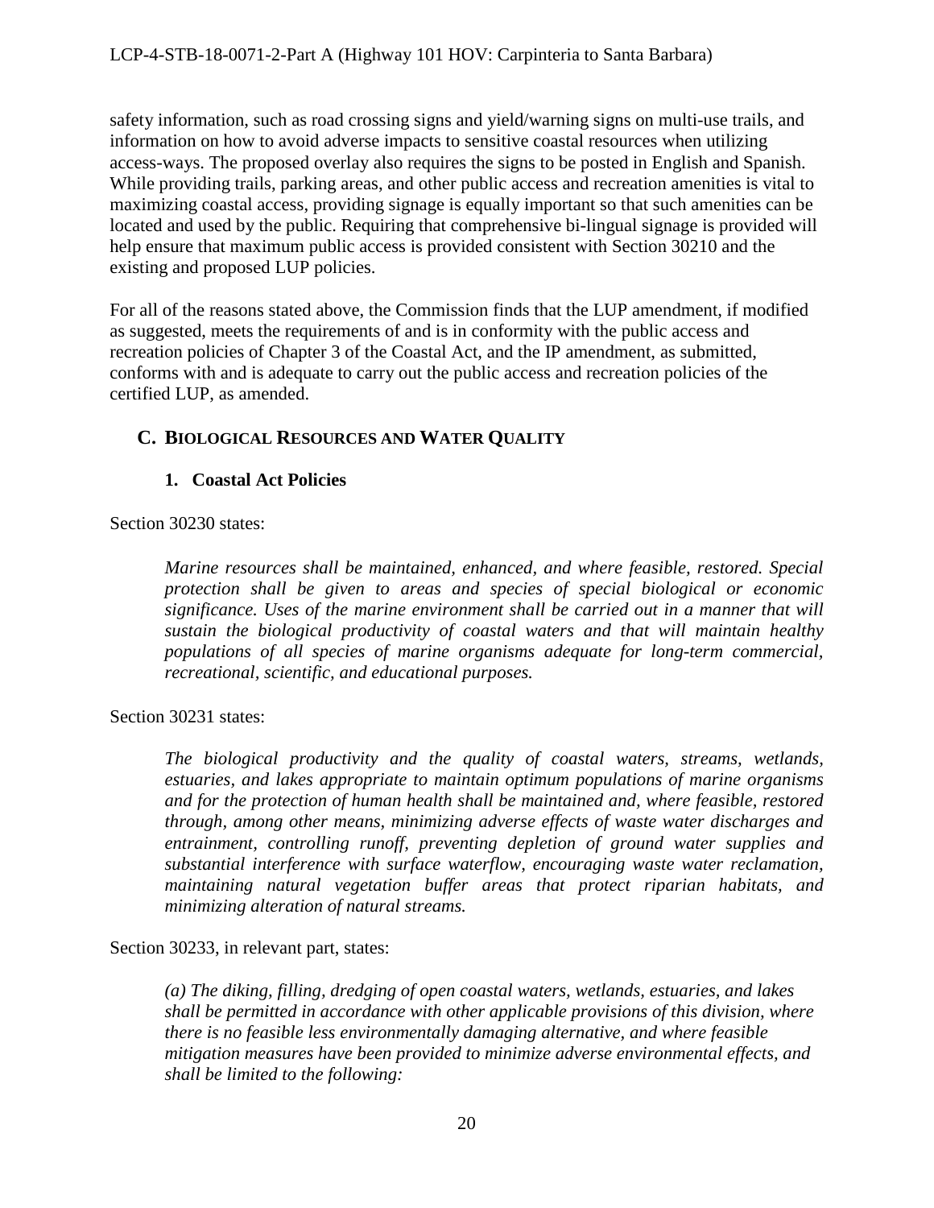safety information, such as road crossing signs and yield/warning signs on multi-use trails, and information on how to avoid adverse impacts to sensitive coastal resources when utilizing access-ways. The proposed overlay also requires the signs to be posted in English and Spanish. While providing trails, parking areas, and other public access and recreation amenities is vital to maximizing coastal access, providing signage is equally important so that such amenities can be located and used by the public. Requiring that comprehensive bi-lingual signage is provided will help ensure that maximum public access is provided consistent with Section 30210 and the existing and proposed LUP policies.

For all of the reasons stated above, the Commission finds that the LUP amendment, if modified as suggested, meets the requirements of and is in conformity with the public access and recreation policies of Chapter 3 of the Coastal Act, and the IP amendment, as submitted, conforms with and is adequate to carry out the public access and recreation policies of the certified LUP, as amended.

## C. BIOLOGICAL RESOURCES AND WATER QUALITY

### 1. Coastal Act Policies

Section 30230 states:

> *Marine resources shall be maintained, enhanced, and where feasible, restored. Special protection shall be given to areas and species of special biological or economic significance. Uses of the marine environment shall be carried out in a manner that will sustain the biological productivity of coastal waters and that will maintain healthy populations of all species of marine organisms adequate for long-term commercial, recreational, scientific, and educational purposes.*

Section 30231 states:

> *The biological productivity and the quality of coastal waters, streams, wetlands, estuaries, and lakes appropriate to maintain optimum populations of marine organisms and for the protection of human health shall be maintained and, where feasible, restored through, among other means, minimizing adverse effects of waste water discharges and entrainment, controlling runoff, preventing depletion of ground water supplies and substantial interference with surface waterflow, encouraging waste water reclamation, maintaining natural vegetation buffer areas that protect riparian habitats, and minimizing alteration of natural streams.*

Section 30233, in relevant part, states:

> *(a) The diking, filling, dredging of open coastal waters, wetlands, estuaries, and lakes shall be permitted in accordance with other applicable provisions of this division, where there is no feasible less environmentally damaging alternative, and where feasible mitigation measures have been provided to minimize adverse environmental effects, and shall be limited to the following:*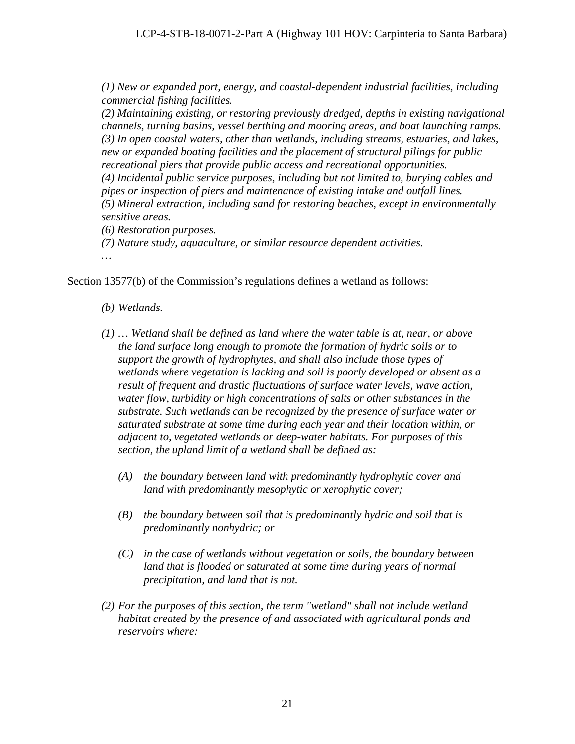*(1) New or expanded port, energy, and coastal-dependent industrial facilities, including commercial fishing facilities.*
*(2) Maintaining existing, or restoring previously dredged, depths in existing navigational channels, turning basins, vessel berthing and mooring areas, and boat launching ramps.*
*(3) In open coastal waters, other than wetlands, including streams, estuaries, and lakes, new or expanded boating facilities and the placement of structural pilings for public recreational piers that provide public access and recreational opportunities.*
*(4) Incidental public service purposes, including but not limited to, burying cables and pipes or inspection of piers and maintenance of existing intake and outfall lines.*
*(5) Mineral extraction, including sand for restoring beaches, except in environmentally sensitive areas.*
*(6) Restoration purposes.*
*(7) Nature study, aquaculture, or similar resource dependent activities.*
*…*

Section 13577(b) of the Commission's regulations defines a wetland as follows:

*(b) Wetlands.*

*(1) … Wetland shall be defined as land where the water table is at, near, or above the land surface long enough to promote the formation of hydric soils or to support the growth of hydrophytes, and shall also include those types of wetlands where vegetation is lacking and soil is poorly developed or absent as a result of frequent and drastic fluctuations of surface water levels, wave action, water flow, turbidity or high concentrations of salts or other substances in the substrate. Such wetlands can be recognized by the presence of surface water or saturated substrate at some time during each year and their location within, or adjacent to, vegetated wetlands or deep-water habitats. For purposes of this section, the upland limit of a wetland shall be defined as:*

*(A) the boundary between land with predominantly hydrophytic cover and land with predominantly mesophytic or xerophytic cover;*

*(B) the boundary between soil that is predominantly hydric and soil that is predominantly nonhydric; or*

*(C) in the case of wetlands without vegetation or soils, the boundary between land that is flooded or saturated at some time during years of normal precipitation, and land that is not.*

*(2) For the purposes of this section, the term "wetland" shall not include wetland habitat created by the presence of and associated with agricultural ponds and reservoirs where:*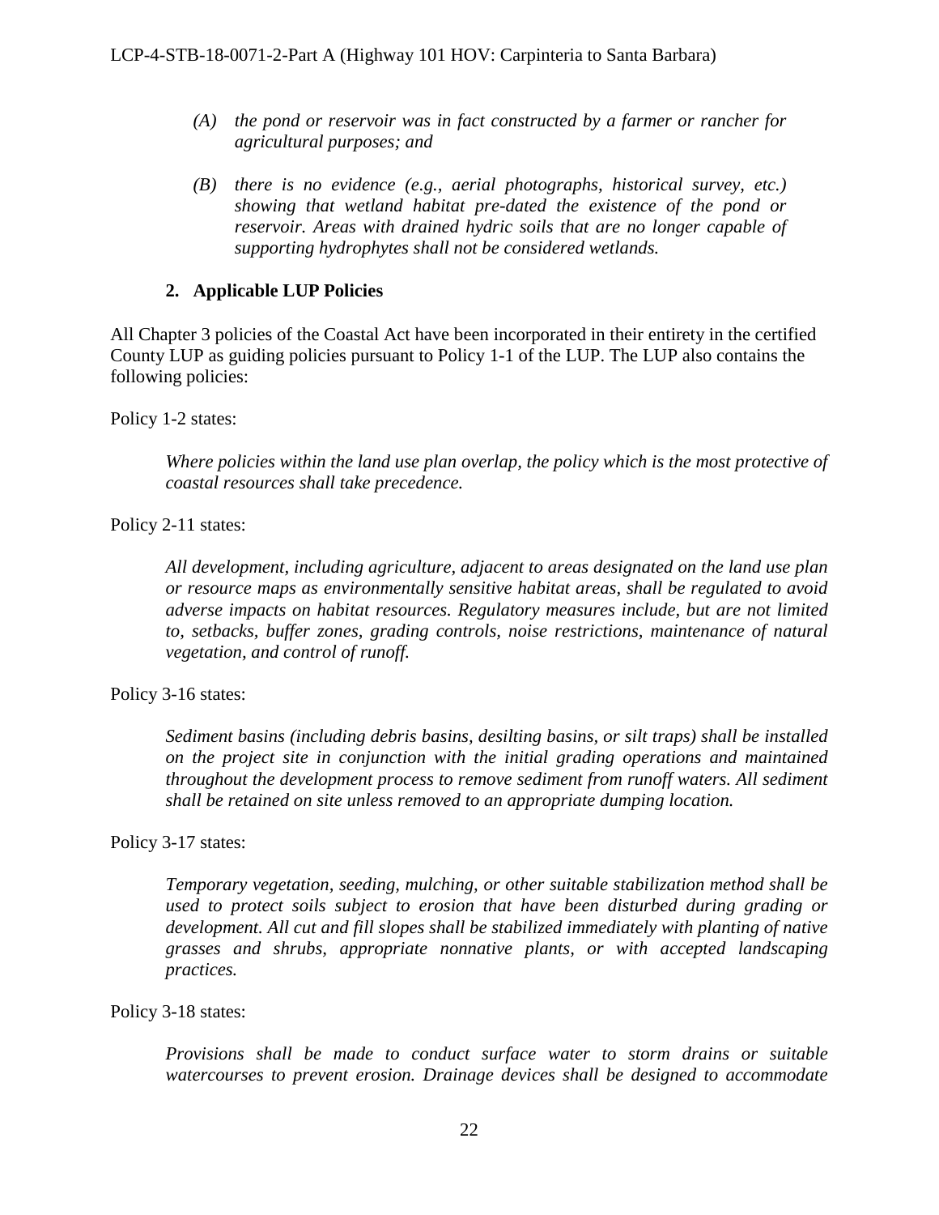> *(A) the pond or reservoir was in fact constructed by a farmer or rancher for agricultural purposes; and*
>
> *(B) there is no evidence (e.g., aerial photographs, historical survey, etc.) showing that wetland habitat pre-dated the existence of the pond or reservoir. Areas with drained hydric soils that are no longer capable of supporting hydrophytes shall not be considered wetlands.*

### 2. Applicable LUP Policies

All Chapter 3 policies of the Coastal Act have been incorporated in their entirety in the certified County LUP as guiding policies pursuant to Policy 1-1 of the LUP. The LUP also contains the following policies:

Policy 1-2 states:

> *Where policies within the land use plan overlap, the policy which is the most protective of coastal resources shall take precedence.*

Policy 2-11 states:

> *All development, including agriculture, adjacent to areas designated on the land use plan or resource maps as environmentally sensitive habitat areas, shall be regulated to avoid adverse impacts on habitat resources. Regulatory measures include, but are not limited to, setbacks, buffer zones, grading controls, noise restrictions, maintenance of natural vegetation, and control of runoff.*

Policy 3-16 states:

> *Sediment basins (including debris basins, desilting basins, or silt traps) shall be installed on the project site in conjunction with the initial grading operations and maintained throughout the development process to remove sediment from runoff waters. All sediment shall be retained on site unless removed to an appropriate dumping location.*

Policy 3-17 states:

> *Temporary vegetation, seeding, mulching, or other suitable stabilization method shall be used to protect soils subject to erosion that have been disturbed during grading or development. All cut and fill slopes shall be stabilized immediately with planting of native grasses and shrubs, appropriate nonnative plants, or with accepted landscaping practices.*

Policy 3-18 states:

> *Provisions shall be made to conduct surface water to storm drains or suitable watercourses to prevent erosion. Drainage devices shall be designed to accommodate*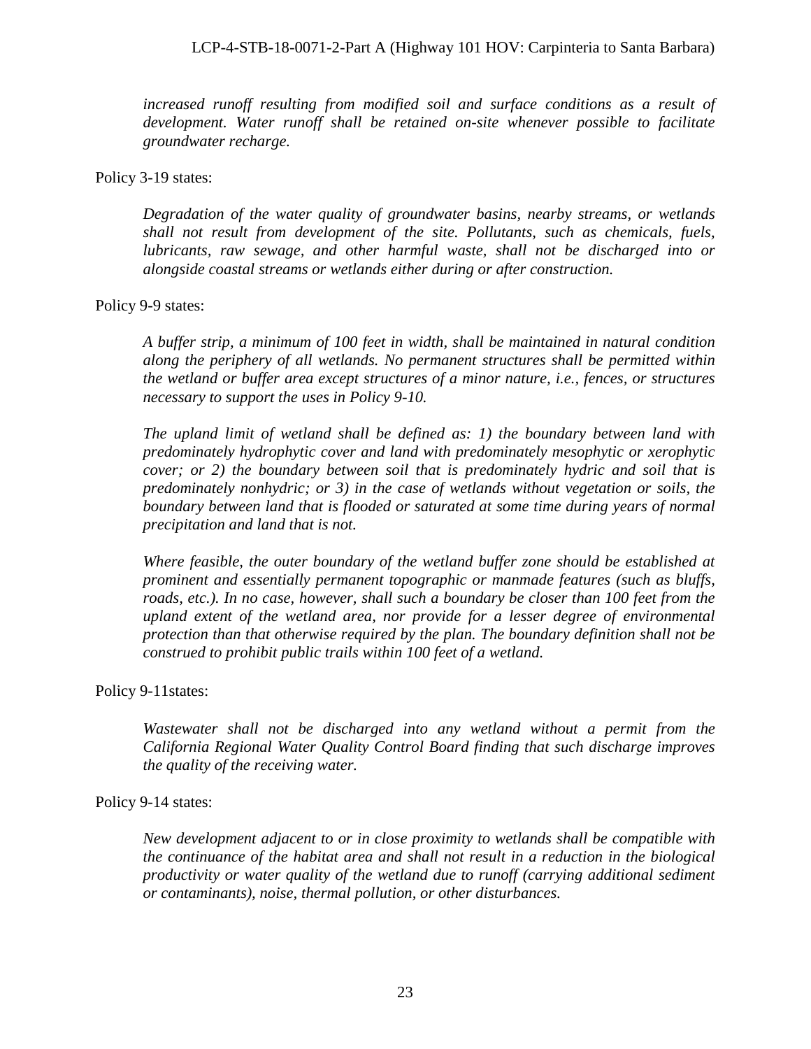*increased runoff resulting from modified soil and surface conditions as a result of development. Water runoff shall be retained on-site whenever possible to facilitate groundwater recharge.*

Policy 3-19 states:

> *Degradation of the water quality of groundwater basins, nearby streams, or wetlands shall not result from development of the site. Pollutants, such as chemicals, fuels, lubricants, raw sewage, and other harmful waste, shall not be discharged into or alongside coastal streams or wetlands either during or after construction.*

Policy 9-9 states:

> *A buffer strip, a minimum of 100 feet in width, shall be maintained in natural condition along the periphery of all wetlands. No permanent structures shall be permitted within the wetland or buffer area except structures of a minor nature, i.e., fences, or structures necessary to support the uses in Policy 9-10.*
>
> *The upland limit of wetland shall be defined as: 1) the boundary between land with predominately hydrophytic cover and land with predominately mesophytic or xerophytic cover; or 2) the boundary between soil that is predominately hydric and soil that is predominately nonhydric; or 3) in the case of wetlands without vegetation or soils, the boundary between land that is flooded or saturated at some time during years of normal precipitation and land that is not.*
>
> *Where feasible, the outer boundary of the wetland buffer zone should be established at prominent and essentially permanent topographic or manmade features (such as bluffs, roads, etc.). In no case, however, shall such a boundary be closer than 100 feet from the upland extent of the wetland area, nor provide for a lesser degree of environmental protection than that otherwise required by the plan. The boundary definition shall not be construed to prohibit public trails within 100 feet of a wetland.*

Policy 9-11states:

> *Wastewater shall not be discharged into any wetland without a permit from the California Regional Water Quality Control Board finding that such discharge improves the quality of the receiving water.*

Policy 9-14 states:

> *New development adjacent to or in close proximity to wetlands shall be compatible with the continuance of the habitat area and shall not result in a reduction in the biological productivity or water quality of the wetland due to runoff (carrying additional sediment or contaminants), noise, thermal pollution, or other disturbances.*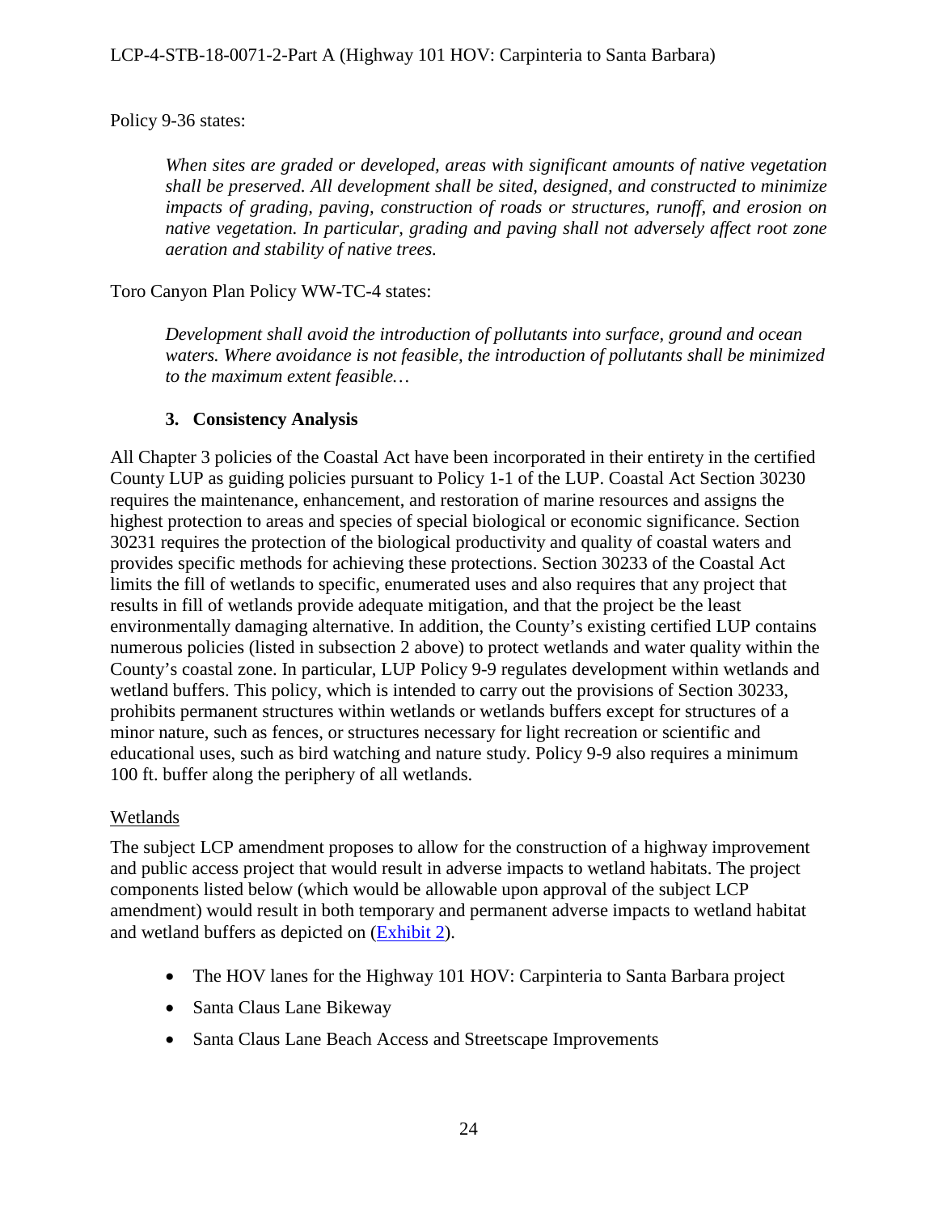Policy 9-36 states:

> *When sites are graded or developed, areas with significant amounts of native vegetation shall be preserved. All development shall be sited, designed, and constructed to minimize impacts of grading, paving, construction of roads or structures, runoff, and erosion on native vegetation. In particular, grading and paving shall not adversely affect root zone aeration and stability of native trees.*

Toro Canyon Plan Policy WW-TC-4 states:

> *Development shall avoid the introduction of pollutants into surface, ground and ocean waters. Where avoidance is not feasible, the introduction of pollutants shall be minimized to the maximum extent feasible…*

### 3. Consistency Analysis

All Chapter 3 policies of the Coastal Act have been incorporated in their entirety in the certified County LUP as guiding policies pursuant to Policy 1-1 of the LUP. Coastal Act Section 30230 requires the maintenance, enhancement, and restoration of marine resources and assigns the highest protection to areas and species of special biological or economic significance. Section 30231 requires the protection of the biological productivity and quality of coastal waters and provides specific methods for achieving these protections. Section 30233 of the Coastal Act limits the fill of wetlands to specific, enumerated uses and also requires that any project that results in fill of wetlands provide adequate mitigation, and that the project be the least environmentally damaging alternative. In addition, the County's existing certified LUP contains numerous policies (listed in subsection 2 above) to protect wetlands and water quality within the County's coastal zone. In particular, LUP Policy 9-9 regulates development within wetlands and wetland buffers. This policy, which is intended to carry out the provisions of Section 30233, prohibits permanent structures within wetlands or wetlands buffers except for structures of a minor nature, such as fences, or structures necessary for light recreation or scientific and educational uses, such as bird watching and nature study. Policy 9-9 also requires a minimum 100 ft. buffer along the periphery of all wetlands.

Wetlands

The subject LCP amendment proposes to allow for the construction of a highway improvement and public access project that would result in adverse impacts to wetland habitats. The project components listed below (which would be allowable upon approval of the subject LCP amendment) would result in both temporary and permanent adverse impacts to wetland habitat and wetland buffers as depicted on (Exhibit 2).

- The HOV lanes for the Highway 101 HOV: Carpinteria to Santa Barbara project
- Santa Claus Lane Bikeway
- Santa Claus Lane Beach Access and Streetscape Improvements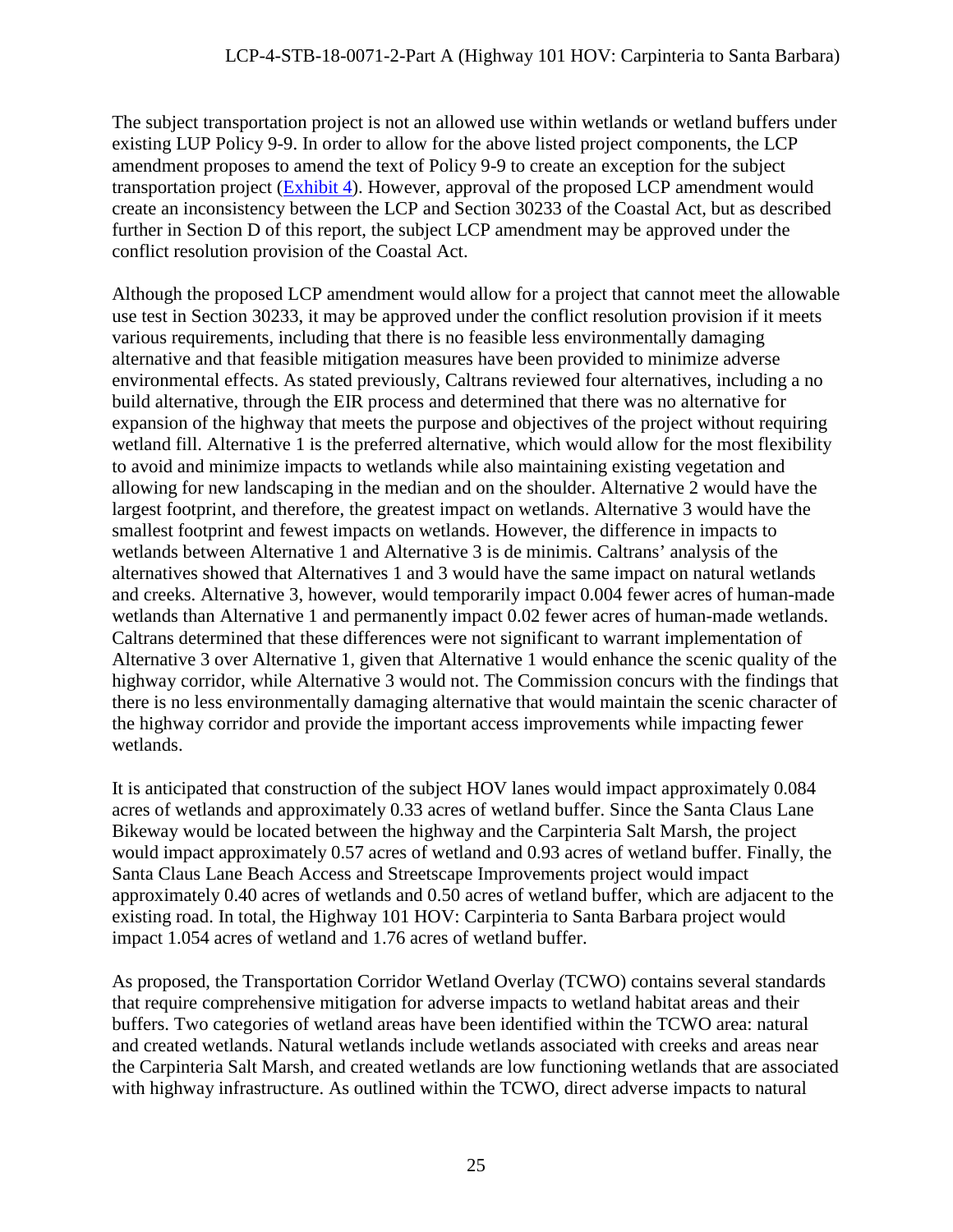The subject transportation project is not an allowed use within wetlands or wetland buffers under existing LUP Policy 9-9. In order to allow for the above listed project components, the LCP amendment proposes to amend the text of Policy 9-9 to create an exception for the subject transportation project (Exhibit 4). However, approval of the proposed LCP amendment would create an inconsistency between the LCP and Section 30233 of the Coastal Act, but as described further in Section D of this report, the subject LCP amendment may be approved under the conflict resolution provision of the Coastal Act.

Although the proposed LCP amendment would allow for a project that cannot meet the allowable use test in Section 30233, it may be approved under the conflict resolution provision if it meets various requirements, including that there is no feasible less environmentally damaging alternative and that feasible mitigation measures have been provided to minimize adverse environmental effects. As stated previously, Caltrans reviewed four alternatives, including a no build alternative, through the EIR process and determined that there was no alternative for expansion of the highway that meets the purpose and objectives of the project without requiring wetland fill. Alternative 1 is the preferred alternative, which would allow for the most flexibility to avoid and minimize impacts to wetlands while also maintaining existing vegetation and allowing for new landscaping in the median and on the shoulder. Alternative 2 would have the largest footprint, and therefore, the greatest impact on wetlands. Alternative 3 would have the smallest footprint and fewest impacts on wetlands. However, the difference in impacts to wetlands between Alternative 1 and Alternative 3 is de minimis. Caltrans' analysis of the alternatives showed that Alternatives 1 and 3 would have the same impact on natural wetlands and creeks. Alternative 3, however, would temporarily impact 0.004 fewer acres of human-made wetlands than Alternative 1 and permanently impact 0.02 fewer acres of human-made wetlands. Caltrans determined that these differences were not significant to warrant implementation of Alternative 3 over Alternative 1, given that Alternative 1 would enhance the scenic quality of the highway corridor, while Alternative 3 would not. The Commission concurs with the findings that there is no less environmentally damaging alternative that would maintain the scenic character of the highway corridor and provide the important access improvements while impacting fewer wetlands.

It is anticipated that construction of the subject HOV lanes would impact approximately 0.084 acres of wetlands and approximately 0.33 acres of wetland buffer. Since the Santa Claus Lane Bikeway would be located between the highway and the Carpinteria Salt Marsh, the project would impact approximately 0.57 acres of wetland and 0.93 acres of wetland buffer. Finally, the Santa Claus Lane Beach Access and Streetscape Improvements project would impact approximately 0.40 acres of wetlands and 0.50 acres of wetland buffer, which are adjacent to the existing road. In total, the Highway 101 HOV: Carpinteria to Santa Barbara project would impact 1.054 acres of wetland and 1.76 acres of wetland buffer.

As proposed, the Transportation Corridor Wetland Overlay (TCWO) contains several standards that require comprehensive mitigation for adverse impacts to wetland habitat areas and their buffers. Two categories of wetland areas have been identified within the TCWO area: natural and created wetlands. Natural wetlands include wetlands associated with creeks and areas near the Carpinteria Salt Marsh, and created wetlands are low functioning wetlands that are associated with highway infrastructure. As outlined within the TCWO, direct adverse impacts to natural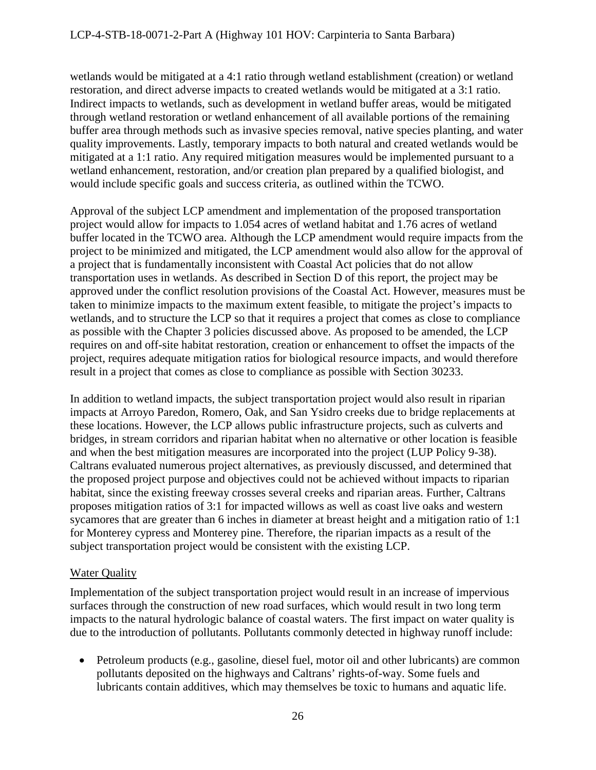wetlands would be mitigated at a 4:1 ratio through wetland establishment (creation) or wetland restoration, and direct adverse impacts to created wetlands would be mitigated at a 3:1 ratio. Indirect impacts to wetlands, such as development in wetland buffer areas, would be mitigated through wetland restoration or wetland enhancement of all available portions of the remaining buffer area through methods such as invasive species removal, native species planting, and water quality improvements. Lastly, temporary impacts to both natural and created wetlands would be mitigated at a 1:1 ratio. Any required mitigation measures would be implemented pursuant to a wetland enhancement, restoration, and/or creation plan prepared by a qualified biologist, and would include specific goals and success criteria, as outlined within the TCWO.

Approval of the subject LCP amendment and implementation of the proposed transportation project would allow for impacts to 1.054 acres of wetland habitat and 1.76 acres of wetland buffer located in the TCWO area. Although the LCP amendment would require impacts from the project to be minimized and mitigated, the LCP amendment would also allow for the approval of a project that is fundamentally inconsistent with Coastal Act policies that do not allow transportation uses in wetlands. As described in Section D of this report, the project may be approved under the conflict resolution provisions of the Coastal Act. However, measures must be taken to minimize impacts to the maximum extent feasible, to mitigate the project's impacts to wetlands, and to structure the LCP so that it requires a project that comes as close to compliance as possible with the Chapter 3 policies discussed above. As proposed to be amended, the LCP requires on and off-site habitat restoration, creation or enhancement to offset the impacts of the project, requires adequate mitigation ratios for biological resource impacts, and would therefore result in a project that comes as close to compliance as possible with Section 30233.

In addition to wetland impacts, the subject transportation project would also result in riparian impacts at Arroyo Paredon, Romero, Oak, and San Ysidro creeks due to bridge replacements at these locations. However, the LCP allows public infrastructure projects, such as culverts and bridges, in stream corridors and riparian habitat when no alternative or other location is feasible and when the best mitigation measures are incorporated into the project (LUP Policy 9-38). Caltrans evaluated numerous project alternatives, as previously discussed, and determined that the proposed project purpose and objectives could not be achieved without impacts to riparian habitat, since the existing freeway crosses several creeks and riparian areas. Further, Caltrans proposes mitigation ratios of 3:1 for impacted willows as well as coast live oaks and western sycamores that are greater than 6 inches in diameter at breast height and a mitigation ratio of 1:1 for Monterey cypress and Monterey pine. Therefore, the riparian impacts as a result of the subject transportation project would be consistent with the existing LCP.

### Water Quality

Implementation of the subject transportation project would result in an increase of impervious surfaces through the construction of new road surfaces, which would result in two long term impacts to the natural hydrologic balance of coastal waters. The first impact on water quality is due to the introduction of pollutants. Pollutants commonly detected in highway runoff include:

- Petroleum products (e.g., gasoline, diesel fuel, motor oil and other lubricants) are common pollutants deposited on the highways and Caltrans' rights-of-way. Some fuels and lubricants contain additives, which may themselves be toxic to humans and aquatic life.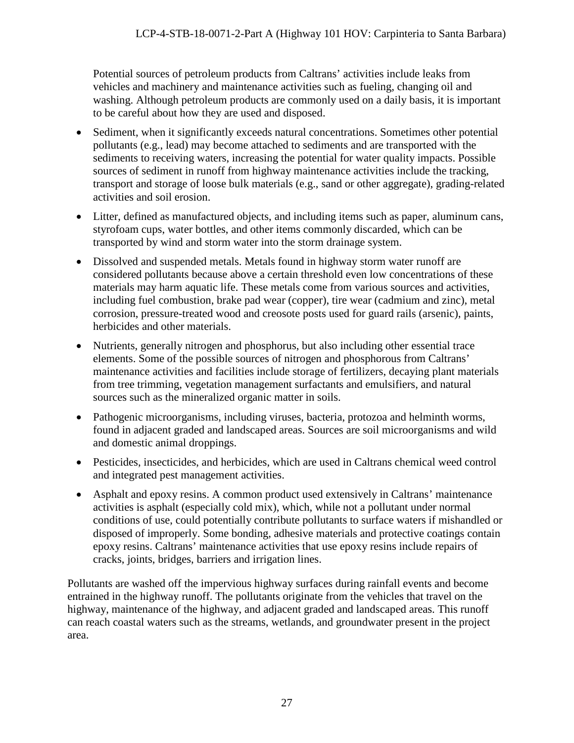Potential sources of petroleum products from Caltrans' activities include leaks from vehicles and machinery and maintenance activities such as fueling, changing oil and washing. Although petroleum products are commonly used on a daily basis, it is important to be careful about how they are used and disposed.

- Sediment, when it significantly exceeds natural concentrations. Sometimes other potential pollutants (e.g., lead) may become attached to sediments and are transported with the sediments to receiving waters, increasing the potential for water quality impacts. Possible sources of sediment in runoff from highway maintenance activities include the tracking, transport and storage of loose bulk materials (e.g., sand or other aggregate), grading-related activities and soil erosion.
- Litter, defined as manufactured objects, and including items such as paper, aluminum cans, styrofoam cups, water bottles, and other items commonly discarded, which can be transported by wind and storm water into the storm drainage system.
- Dissolved and suspended metals. Metals found in highway storm water runoff are considered pollutants because above a certain threshold even low concentrations of these materials may harm aquatic life. These metals come from various sources and activities, including fuel combustion, brake pad wear (copper), tire wear (cadmium and zinc), metal corrosion, pressure-treated wood and creosote posts used for guard rails (arsenic), paints, herbicides and other materials.
- Nutrients, generally nitrogen and phosphorus, but also including other essential trace elements. Some of the possible sources of nitrogen and phosphorous from Caltrans' maintenance activities and facilities include storage of fertilizers, decaying plant materials from tree trimming, vegetation management surfactants and emulsifiers, and natural sources such as the mineralized organic matter in soils.
- Pathogenic microorganisms, including viruses, bacteria, protozoa and helminth worms, found in adjacent graded and landscaped areas. Sources are soil microorganisms and wild and domestic animal droppings.
- Pesticides, insecticides, and herbicides, which are used in Caltrans chemical weed control and integrated pest management activities.
- Asphalt and epoxy resins. A common product used extensively in Caltrans' maintenance activities is asphalt (especially cold mix), which, while not a pollutant under normal conditions of use, could potentially contribute pollutants to surface waters if mishandled or disposed of improperly. Some bonding, adhesive materials and protective coatings contain epoxy resins. Caltrans' maintenance activities that use epoxy resins include repairs of cracks, joints, bridges, barriers and irrigation lines.

Pollutants are washed off the impervious highway surfaces during rainfall events and become entrained in the highway runoff. The pollutants originate from the vehicles that travel on the highway, maintenance of the highway, and adjacent graded and landscaped areas. This runoff can reach coastal waters such as the streams, wetlands, and groundwater present in the project area.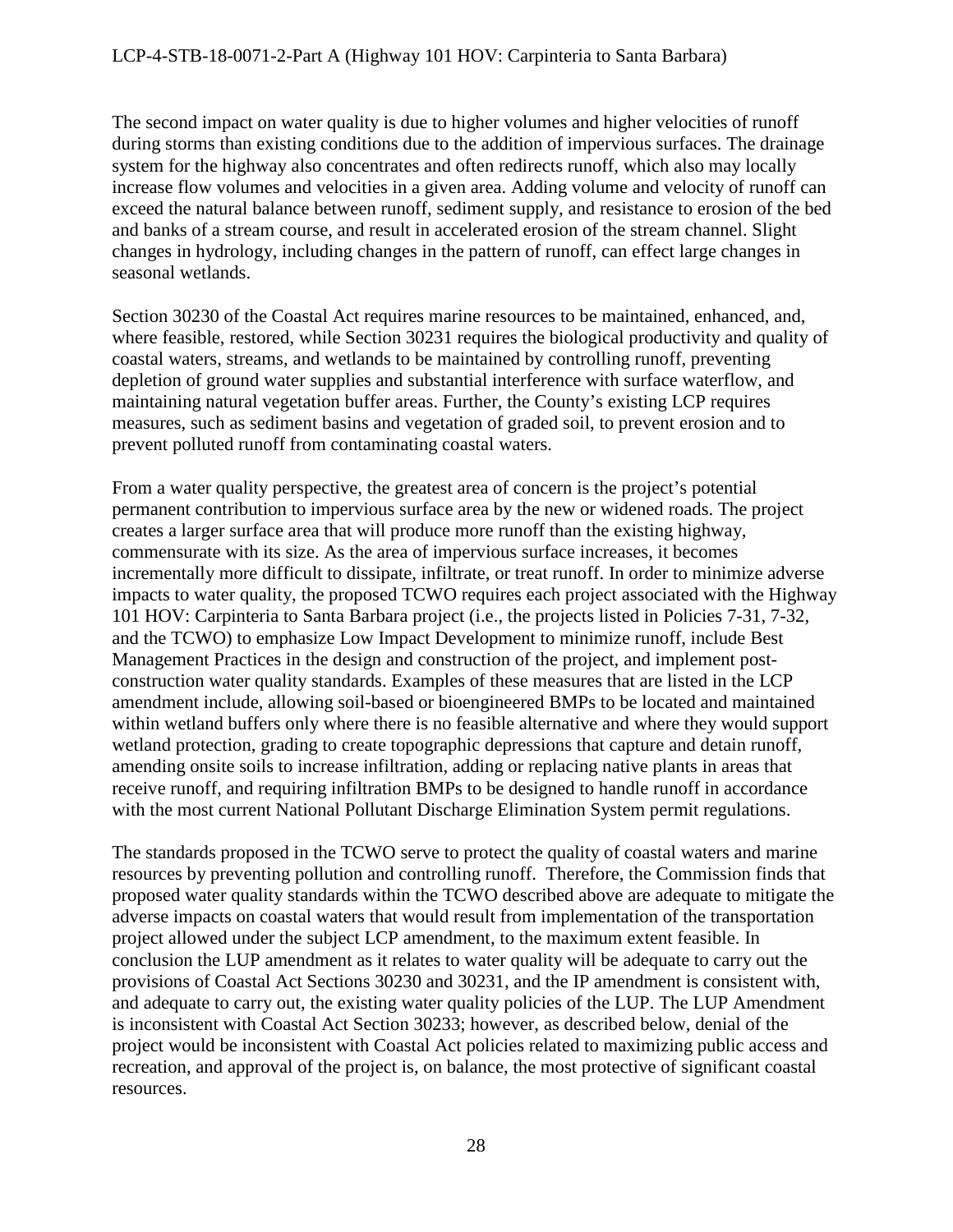The second impact on water quality is due to higher volumes and higher velocities of runoff during storms than existing conditions due to the addition of impervious surfaces. The drainage system for the highway also concentrates and often redirects runoff, which also may locally increase flow volumes and velocities in a given area. Adding volume and velocity of runoff can exceed the natural balance between runoff, sediment supply, and resistance to erosion of the bed and banks of a stream course, and result in accelerated erosion of the stream channel. Slight changes in hydrology, including changes in the pattern of runoff, can effect large changes in seasonal wetlands.

Section 30230 of the Coastal Act requires marine resources to be maintained, enhanced, and, where feasible, restored, while Section 30231 requires the biological productivity and quality of coastal waters, streams, and wetlands to be maintained by controlling runoff, preventing depletion of ground water supplies and substantial interference with surface waterflow, and maintaining natural vegetation buffer areas. Further, the County's existing LCP requires measures, such as sediment basins and vegetation of graded soil, to prevent erosion and to prevent polluted runoff from contaminating coastal waters.

From a water quality perspective, the greatest area of concern is the project's potential permanent contribution to impervious surface area by the new or widened roads. The project creates a larger surface area that will produce more runoff than the existing highway, commensurate with its size. As the area of impervious surface increases, it becomes incrementally more difficult to dissipate, infiltrate, or treat runoff. In order to minimize adverse impacts to water quality, the proposed TCWO requires each project associated with the Highway 101 HOV: Carpinteria to Santa Barbara project (i.e., the projects listed in Policies 7-31, 7-32, and the TCWO) to emphasize Low Impact Development to minimize runoff, include Best Management Practices in the design and construction of the project, and implement post-construction water quality standards. Examples of these measures that are listed in the LCP amendment include, allowing soil-based or bioengineered BMPs to be located and maintained within wetland buffers only where there is no feasible alternative and where they would support wetland protection, grading to create topographic depressions that capture and detain runoff, amending onsite soils to increase infiltration, adding or replacing native plants in areas that receive runoff, and requiring infiltration BMPs to be designed to handle runoff in accordance with the most current National Pollutant Discharge Elimination System permit regulations.

The standards proposed in the TCWO serve to protect the quality of coastal waters and marine resources by preventing pollution and controlling runoff. Therefore, the Commission finds that proposed water quality standards within the TCWO described above are adequate to mitigate the adverse impacts on coastal waters that would result from implementation of the transportation project allowed under the subject LCP amendment, to the maximum extent feasible. In conclusion the LUP amendment as it relates to water quality will be adequate to carry out the provisions of Coastal Act Sections 30230 and 30231, and the IP amendment is consistent with, and adequate to carry out, the existing water quality policies of the LUP. The LUP Amendment is inconsistent with Coastal Act Section 30233; however, as described below, denial of the project would be inconsistent with Coastal Act policies related to maximizing public access and recreation, and approval of the project is, on balance, the most protective of significant coastal resources.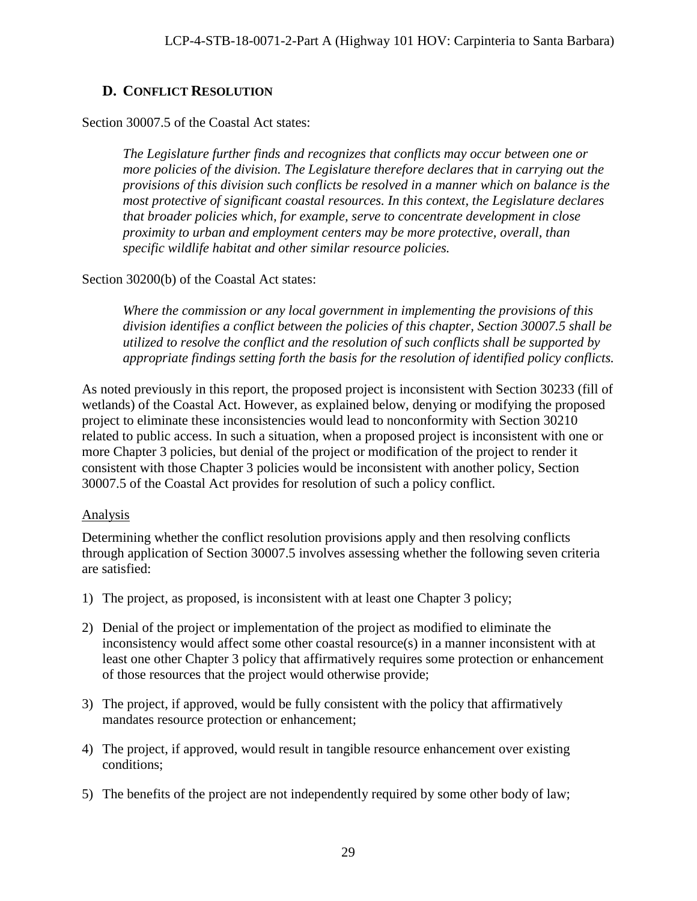## D. Conflict Resolution

Section 30007.5 of the Coastal Act states:

> *The Legislature further finds and recognizes that conflicts may occur between one or more policies of the division. The Legislature therefore declares that in carrying out the provisions of this division such conflicts be resolved in a manner which on balance is the most protective of significant coastal resources. In this context, the Legislature declares that broader policies which, for example, serve to concentrate development in close proximity to urban and employment centers may be more protective, overall, than specific wildlife habitat and other similar resource policies.*

Section 30200(b) of the Coastal Act states:

> *Where the commission or any local government in implementing the provisions of this division identifies a conflict between the policies of this chapter, Section 30007.5 shall be utilized to resolve the conflict and the resolution of such conflicts shall be supported by appropriate findings setting forth the basis for the resolution of identified policy conflicts.*

As noted previously in this report, the proposed project is inconsistent with Section 30233 (fill of wetlands) of the Coastal Act. However, as explained below, denying or modifying the proposed project to eliminate these inconsistencies would lead to nonconformity with Section 30210 related to public access. In such a situation, when a proposed project is inconsistent with one or more Chapter 3 policies, but denial of the project or modification of the project to render it consistent with those Chapter 3 policies would be inconsistent with another policy, Section 30007.5 of the Coastal Act provides for resolution of such a policy conflict.

Analysis

Determining whether the conflict resolution provisions apply and then resolving conflicts through application of Section 30007.5 involves assessing whether the following seven criteria are satisfied:

1) The project, as proposed, is inconsistent with at least one Chapter 3 policy;
2) Denial of the project or implementation of the project as modified to eliminate the inconsistency would affect some other coastal resource(s) in a manner inconsistent with at least one other Chapter 3 policy that affirmatively requires some protection or enhancement of those resources that the project would otherwise provide;
3) The project, if approved, would be fully consistent with the policy that affirmatively mandates resource protection or enhancement;
4) The project, if approved, would result in tangible resource enhancement over existing conditions;
5) The benefits of the project are not independently required by some other body of law;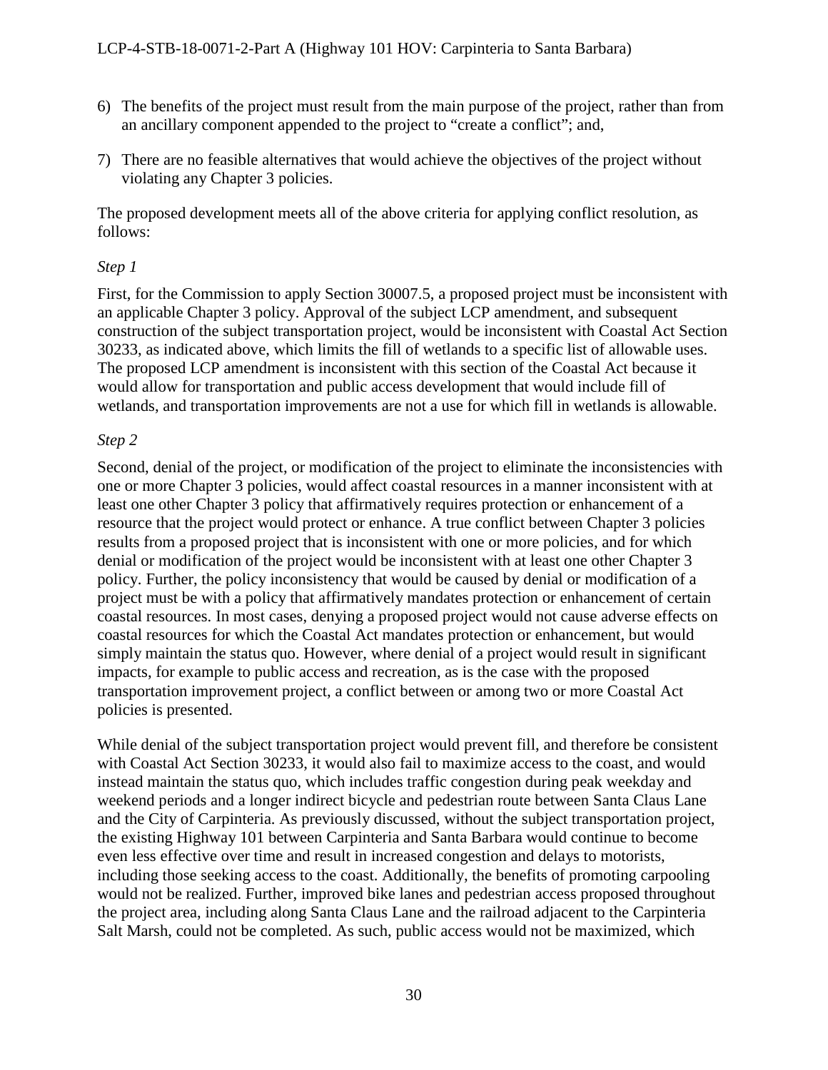6) The benefits of the project must result from the main purpose of the project, rather than from an ancillary component appended to the project to "create a conflict"; and,

7) There are no feasible alternatives that would achieve the objectives of the project without violating any Chapter 3 policies.

The proposed development meets all of the above criteria for applying conflict resolution, as follows:

*Step 1*

First, for the Commission to apply Section 30007.5, a proposed project must be inconsistent with an applicable Chapter 3 policy. Approval of the subject LCP amendment, and subsequent construction of the subject transportation project, would be inconsistent with Coastal Act Section 30233, as indicated above, which limits the fill of wetlands to a specific list of allowable uses. The proposed LCP amendment is inconsistent with this section of the Coastal Act because it would allow for transportation and public access development that would include fill of wetlands, and transportation improvements are not a use for which fill in wetlands is allowable.

*Step 2*

Second, denial of the project, or modification of the project to eliminate the inconsistencies with one or more Chapter 3 policies, would affect coastal resources in a manner inconsistent with at least one other Chapter 3 policy that affirmatively requires protection or enhancement of a resource that the project would protect or enhance. A true conflict between Chapter 3 policies results from a proposed project that is inconsistent with one or more policies, and for which denial or modification of the project would be inconsistent with at least one other Chapter 3 policy. Further, the policy inconsistency that would be caused by denial or modification of a project must be with a policy that affirmatively mandates protection or enhancement of certain coastal resources. In most cases, denying a proposed project would not cause adverse effects on coastal resources for which the Coastal Act mandates protection or enhancement, but would simply maintain the status quo. However, where denial of a project would result in significant impacts, for example to public access and recreation, as is the case with the proposed transportation improvement project, a conflict between or among two or more Coastal Act policies is presented.

While denial of the subject transportation project would prevent fill, and therefore be consistent with Coastal Act Section 30233, it would also fail to maximize access to the coast, and would instead maintain the status quo, which includes traffic congestion during peak weekday and weekend periods and a longer indirect bicycle and pedestrian route between Santa Claus Lane and the City of Carpinteria. As previously discussed, without the subject transportation project, the existing Highway 101 between Carpinteria and Santa Barbara would continue to become even less effective over time and result in increased congestion and delays to motorists, including those seeking access to the coast. Additionally, the benefits of promoting carpooling would not be realized. Further, improved bike lanes and pedestrian access proposed throughout the project area, including along Santa Claus Lane and the railroad adjacent to the Carpinteria Salt Marsh, could not be completed. As such, public access would not be maximized, which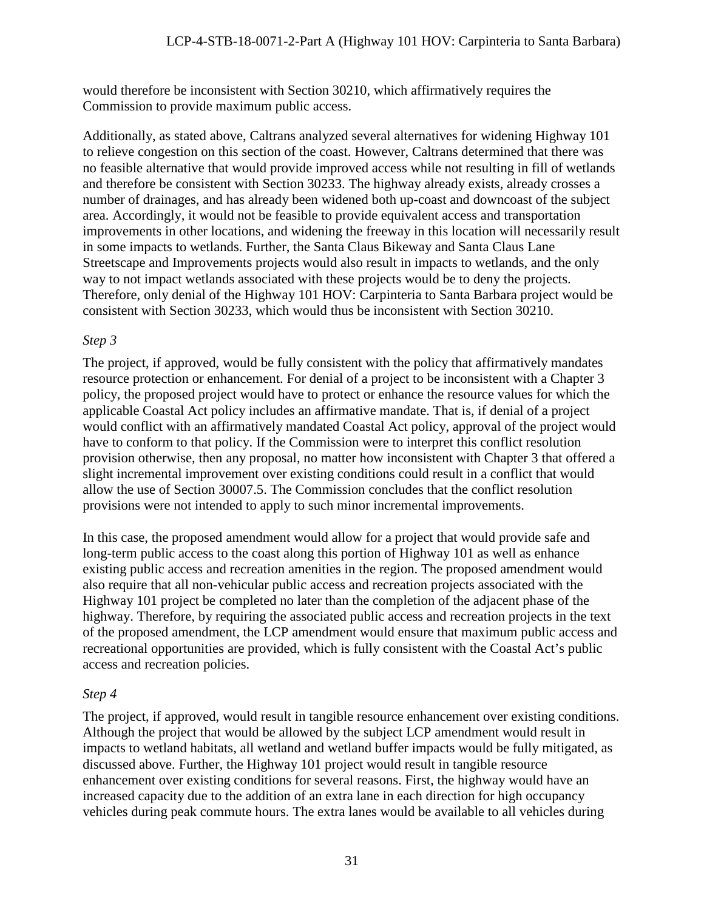would therefore be inconsistent with Section 30210, which affirmatively requires the Commission to provide maximum public access.

Additionally, as stated above, Caltrans analyzed several alternatives for widening Highway 101 to relieve congestion on this section of the coast. However, Caltrans determined that there was no feasible alternative that would provide improved access while not resulting in fill of wetlands and therefore be consistent with Section 30233. The highway already exists, already crosses a number of drainages, and has already been widened both up-coast and downcoast of the subject area. Accordingly, it would not be feasible to provide equivalent access and transportation improvements in other locations, and widening the freeway in this location will necessarily result in some impacts to wetlands. Further, the Santa Claus Bikeway and Santa Claus Lane Streetscape and Improvements projects would also result in impacts to wetlands, and the only way to not impact wetlands associated with these projects would be to deny the projects. Therefore, only denial of the Highway 101 HOV: Carpinteria to Santa Barbara project would be consistent with Section 30233, which would thus be inconsistent with Section 30210.

*Step 3*

The project, if approved, would be fully consistent with the policy that affirmatively mandates resource protection or enhancement. For denial of a project to be inconsistent with a Chapter 3 policy, the proposed project would have to protect or enhance the resource values for which the applicable Coastal Act policy includes an affirmative mandate. That is, if denial of a project would conflict with an affirmatively mandated Coastal Act policy, approval of the project would have to conform to that policy. If the Commission were to interpret this conflict resolution provision otherwise, then any proposal, no matter how inconsistent with Chapter 3 that offered a slight incremental improvement over existing conditions could result in a conflict that would allow the use of Section 30007.5. The Commission concludes that the conflict resolution provisions were not intended to apply to such minor incremental improvements.

In this case, the proposed amendment would allow for a project that would provide safe and long-term public access to the coast along this portion of Highway 101 as well as enhance existing public access and recreation amenities in the region. The proposed amendment would also require that all non-vehicular public access and recreation projects associated with the Highway 101 project be completed no later than the completion of the adjacent phase of the highway. Therefore, by requiring the associated public access and recreation projects in the text of the proposed amendment, the LCP amendment would ensure that maximum public access and recreational opportunities are provided, which is fully consistent with the Coastal Act's public access and recreation policies.

*Step 4*

The project, if approved, would result in tangible resource enhancement over existing conditions. Although the project that would be allowed by the subject LCP amendment would result in impacts to wetland habitats, all wetland and wetland buffer impacts would be fully mitigated, as discussed above. Further, the Highway 101 project would result in tangible resource enhancement over existing conditions for several reasons. First, the highway would have an increased capacity due to the addition of an extra lane in each direction for high occupancy vehicles during peak commute hours. The extra lanes would be available to all vehicles during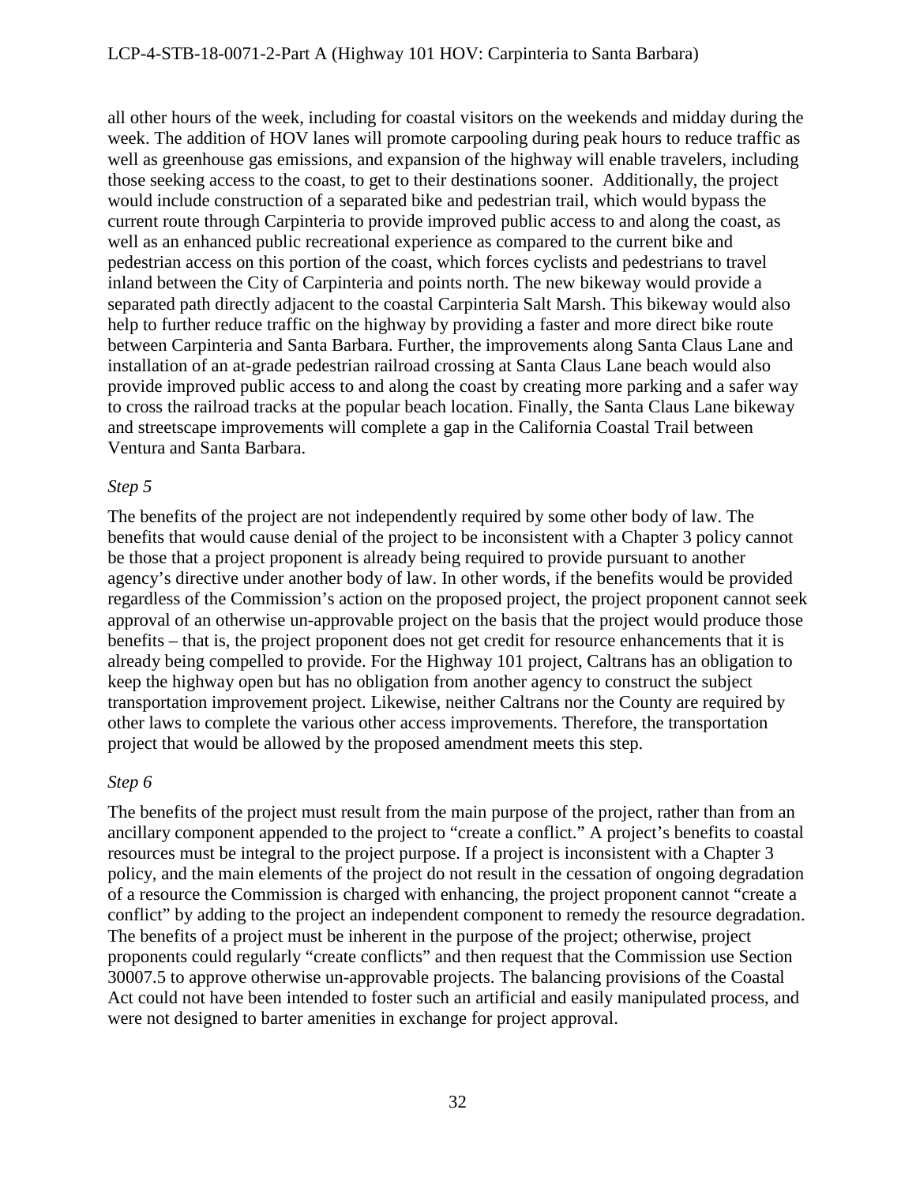all other hours of the week, including for coastal visitors on the weekends and midday during the week. The addition of HOV lanes will promote carpooling during peak hours to reduce traffic as well as greenhouse gas emissions, and expansion of the highway will enable travelers, including those seeking access to the coast, to get to their destinations sooner. Additionally, the project would include construction of a separated bike and pedestrian trail, which would bypass the current route through Carpinteria to provide improved public access to and along the coast, as well as an enhanced public recreational experience as compared to the current bike and pedestrian access on this portion of the coast, which forces cyclists and pedestrians to travel inland between the City of Carpinteria and points north. The new bikeway would provide a separated path directly adjacent to the coastal Carpinteria Salt Marsh. This bikeway would also help to further reduce traffic on the highway by providing a faster and more direct bike route between Carpinteria and Santa Barbara. Further, the improvements along Santa Claus Lane and installation of an at-grade pedestrian railroad crossing at Santa Claus Lane beach would also provide improved public access to and along the coast by creating more parking and a safer way to cross the railroad tracks at the popular beach location. Finally, the Santa Claus Lane bikeway and streetscape improvements will complete a gap in the California Coastal Trail between Ventura and Santa Barbara.

*Step 5*

The benefits of the project are not independently required by some other body of law. The benefits that would cause denial of the project to be inconsistent with a Chapter 3 policy cannot be those that a project proponent is already being required to provide pursuant to another agency's directive under another body of law. In other words, if the benefits would be provided regardless of the Commission's action on the proposed project, the project proponent cannot seek approval of an otherwise un-approvable project on the basis that the project would produce those benefits – that is, the project proponent does not get credit for resource enhancements that it is already being compelled to provide. For the Highway 101 project, Caltrans has an obligation to keep the highway open but has no obligation from another agency to construct the subject transportation improvement project. Likewise, neither Caltrans nor the County are required by other laws to complete the various other access improvements. Therefore, the transportation project that would be allowed by the proposed amendment meets this step.

*Step 6*

The benefits of the project must result from the main purpose of the project, rather than from an ancillary component appended to the project to "create a conflict." A project's benefits to coastal resources must be integral to the project purpose. If a project is inconsistent with a Chapter 3 policy, and the main elements of the project do not result in the cessation of ongoing degradation of a resource the Commission is charged with enhancing, the project proponent cannot "create a conflict" by adding to the project an independent component to remedy the resource degradation. The benefits of a project must be inherent in the purpose of the project; otherwise, project proponents could regularly "create conflicts" and then request that the Commission use Section 30007.5 to approve otherwise un-approvable projects. The balancing provisions of the Coastal Act could not have been intended to foster such an artificial and easily manipulated process, and were not designed to barter amenities in exchange for project approval.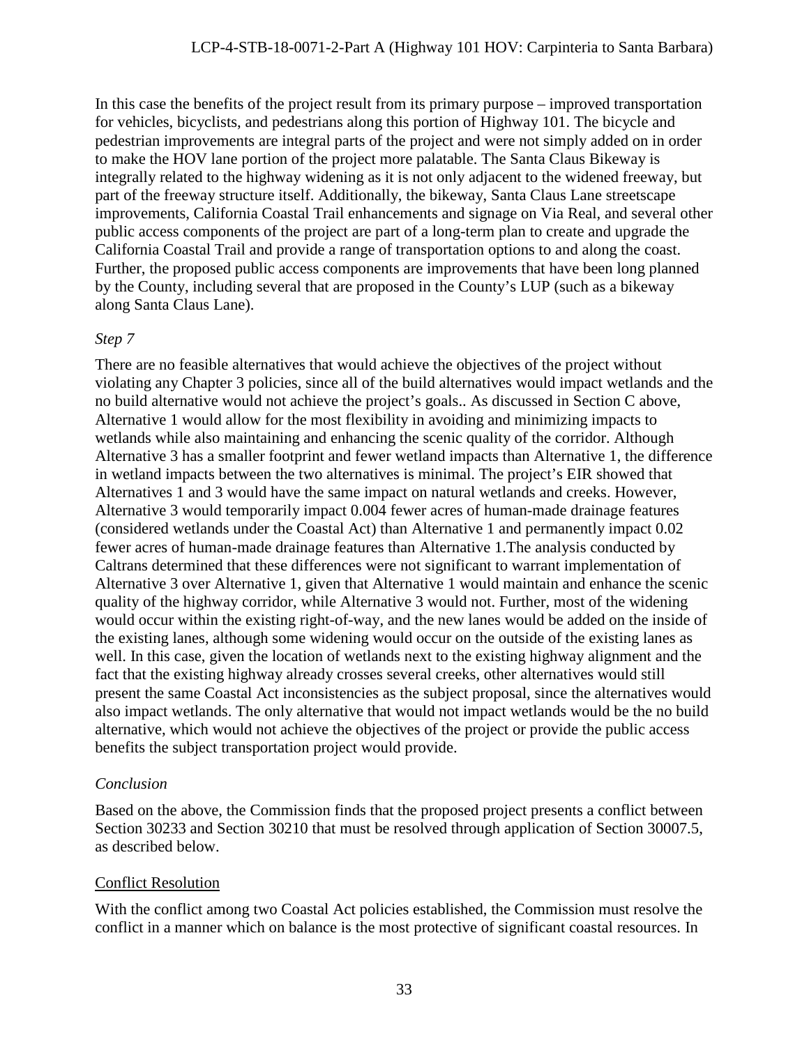In this case the benefits of the project result from its primary purpose – improved transportation for vehicles, bicyclists, and pedestrians along this portion of Highway 101. The bicycle and pedestrian improvements are integral parts of the project and were not simply added on in order to make the HOV lane portion of the project more palatable. The Santa Claus Bikeway is integrally related to the highway widening as it is not only adjacent to the widened freeway, but part of the freeway structure itself. Additionally, the bikeway, Santa Claus Lane streetscape improvements, California Coastal Trail enhancements and signage on Via Real, and several other public access components of the project are part of a long-term plan to create and upgrade the California Coastal Trail and provide a range of transportation options to and along the coast. Further, the proposed public access components are improvements that have been long planned by the County, including several that are proposed in the County's LUP (such as a bikeway along Santa Claus Lane).

*Step 7*

There are no feasible alternatives that would achieve the objectives of the project without violating any Chapter 3 policies, since all of the build alternatives would impact wetlands and the no build alternative would not achieve the project's goals.. As discussed in Section C above, Alternative 1 would allow for the most flexibility in avoiding and minimizing impacts to wetlands while also maintaining and enhancing the scenic quality of the corridor. Although Alternative 3 has a smaller footprint and fewer wetland impacts than Alternative 1, the difference in wetland impacts between the two alternatives is minimal. The project's EIR showed that Alternatives 1 and 3 would have the same impact on natural wetlands and creeks. However, Alternative 3 would temporarily impact 0.004 fewer acres of human-made drainage features (considered wetlands under the Coastal Act) than Alternative 1 and permanently impact 0.02 fewer acres of human-made drainage features than Alternative 1.The analysis conducted by Caltrans determined that these differences were not significant to warrant implementation of Alternative 3 over Alternative 1, given that Alternative 1 would maintain and enhance the scenic quality of the highway corridor, while Alternative 3 would not. Further, most of the widening would occur within the existing right-of-way, and the new lanes would be added on the inside of the existing lanes, although some widening would occur on the outside of the existing lanes as well. In this case, given the location of wetlands next to the existing highway alignment and the fact that the existing highway already crosses several creeks, other alternatives would still present the same Coastal Act inconsistencies as the subject proposal, since the alternatives would also impact wetlands. The only alternative that would not impact wetlands would be the no build alternative, which would not achieve the objectives of the project or provide the public access benefits the subject transportation project would provide.

*Conclusion*

Based on the above, the Commission finds that the proposed project presents a conflict between Section 30233 and Section 30210 that must be resolved through application of Section 30007.5, as described below.

<u>Conflict Resolution</u>

With the conflict among two Coastal Act policies established, the Commission must resolve the conflict in a manner which on balance is the most protective of significant coastal resources. In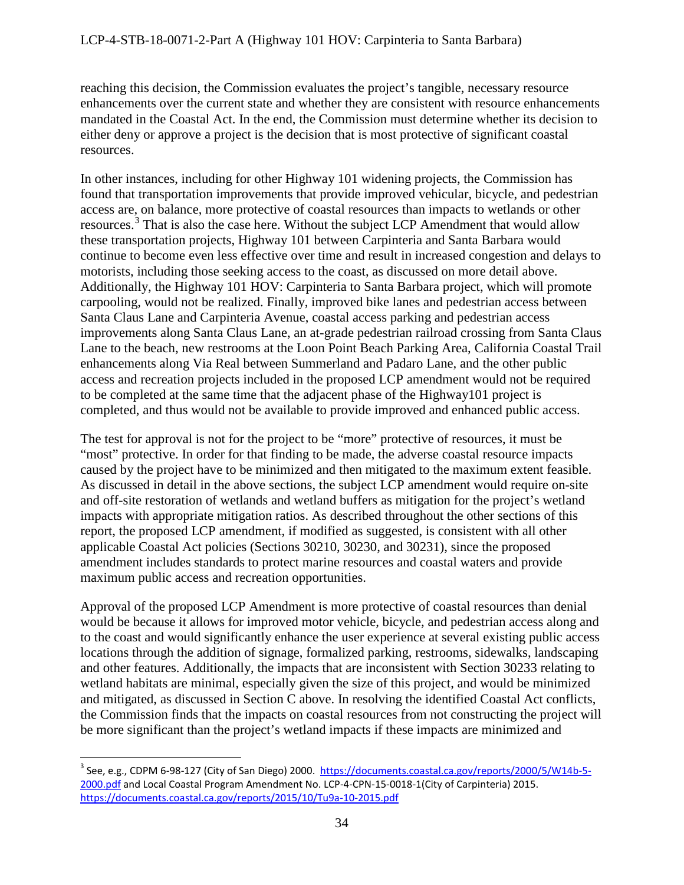reaching this decision, the Commission evaluates the project's tangible, necessary resource enhancements over the current state and whether they are consistent with resource enhancements mandated in the Coastal Act. In the end, the Commission must determine whether its decision to either deny or approve a project is the decision that is most protective of significant coastal resources.

In other instances, including for other Highway 101 widening projects, the Commission has found that transportation improvements that provide improved vehicular, bicycle, and pedestrian access are, on balance, more protective of coastal resources than impacts to wetlands or other resources.[3] That is also the case here. Without the subject LCP Amendment that would allow these transportation projects, Highway 101 between Carpinteria and Santa Barbara would continue to become even less effective over time and result in increased congestion and delays to motorists, including those seeking access to the coast, as discussed on more detail above. Additionally, the Highway 101 HOV: Carpinteria to Santa Barbara project, which will promote carpooling, would not be realized. Finally, improved bike lanes and pedestrian access between Santa Claus Lane and Carpinteria Avenue, coastal access parking and pedestrian access improvements along Santa Claus Lane, an at-grade pedestrian railroad crossing from Santa Claus Lane to the beach, new restrooms at the Loon Point Beach Parking Area, California Coastal Trail enhancements along Via Real between Summerland and Padaro Lane, and the other public access and recreation projects included in the proposed LCP amendment would not be required to be completed at the same time that the adjacent phase of the Highway101 project is completed, and thus would not be available to provide improved and enhanced public access.

The test for approval is not for the project to be "more" protective of resources, it must be "most" protective. In order for that finding to be made, the adverse coastal resource impacts caused by the project have to be minimized and then mitigated to the maximum extent feasible. As discussed in detail in the above sections, the subject LCP amendment would require on-site and off-site restoration of wetlands and wetland buffers as mitigation for the project's wetland impacts with appropriate mitigation ratios. As described throughout the other sections of this report, the proposed LCP amendment, if modified as suggested, is consistent with all other applicable Coastal Act policies (Sections 30210, 30230, and 30231), since the proposed amendment includes standards to protect marine resources and coastal waters and provide maximum public access and recreation opportunities.

Approval of the proposed LCP Amendment is more protective of coastal resources than denial would be because it allows for improved motor vehicle, bicycle, and pedestrian access along and to the coast and would significantly enhance the user experience at several existing public access locations through the addition of signage, formalized parking, restrooms, sidewalks, landscaping and other features. Additionally, the impacts that are inconsistent with Section 30233 relating to wetland habitats are minimal, especially given the size of this project, and would be minimized and mitigated, as discussed in Section C above. In resolving the identified Coastal Act conflicts, the Commission finds that the impacts on coastal resources from not constructing the project will be more significant than the project's wetland impacts if these impacts are minimized and

---

[3] See, e.g., CDPM 6-98-127 (City of San Diego) 2000. https://documents.coastal.ca.gov/reports/2000/5/W14b-5-2000.pdf and Local Coastal Program Amendment No. LCP-4-CPN-15-0018-1(City of Carpinteria) 2015. https://documents.coastal.ca.gov/reports/2015/10/Tu9a-10-2015.pdf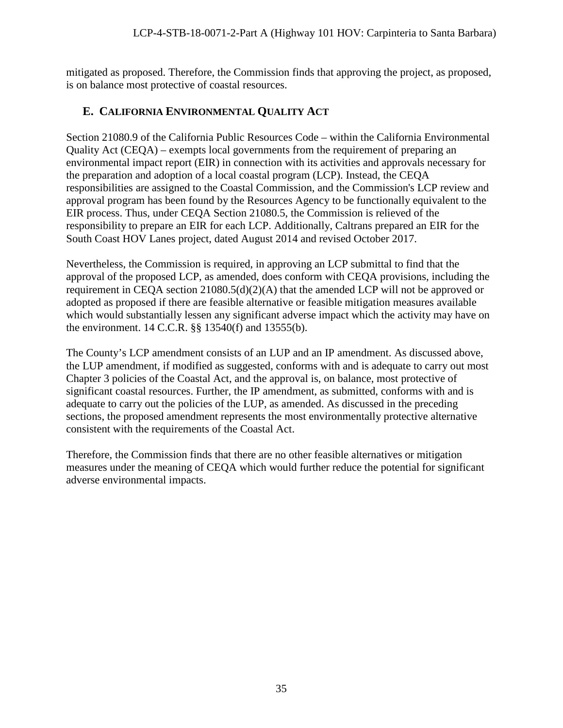mitigated as proposed. Therefore, the Commission finds that approving the project, as proposed, is on balance most protective of coastal resources.

## E. CALIFORNIA ENVIRONMENTAL QUALITY ACT

Section 21080.9 of the California Public Resources Code – within the California Environmental Quality Act (CEQA) – exempts local governments from the requirement of preparing an environmental impact report (EIR) in connection with its activities and approvals necessary for the preparation and adoption of a local coastal program (LCP). Instead, the CEQA responsibilities are assigned to the Coastal Commission, and the Commission's LCP review and approval program has been found by the Resources Agency to be functionally equivalent to the EIR process. Thus, under CEQA Section 21080.5, the Commission is relieved of the responsibility to prepare an EIR for each LCP. Additionally, Caltrans prepared an EIR for the South Coast HOV Lanes project, dated August 2014 and revised October 2017.

Nevertheless, the Commission is required, in approving an LCP submittal to find that the approval of the proposed LCP, as amended, does conform with CEQA provisions, including the requirement in CEQA section 21080.5(d)(2)(A) that the amended LCP will not be approved or adopted as proposed if there are feasible alternative or feasible mitigation measures available which would substantially lessen any significant adverse impact which the activity may have on the environment. 14 C.C.R. §§ 13540(f) and 13555(b).

The County's LCP amendment consists of an LUP and an IP amendment. As discussed above, the LUP amendment, if modified as suggested, conforms with and is adequate to carry out most Chapter 3 policies of the Coastal Act, and the approval is, on balance, most protective of significant coastal resources. Further, the IP amendment, as submitted, conforms with and is adequate to carry out the policies of the LUP, as amended. As discussed in the preceding sections, the proposed amendment represents the most environmentally protective alternative consistent with the requirements of the Coastal Act.

Therefore, the Commission finds that there are no other feasible alternatives or mitigation measures under the meaning of CEQA which would further reduce the potential for significant adverse environmental impacts.